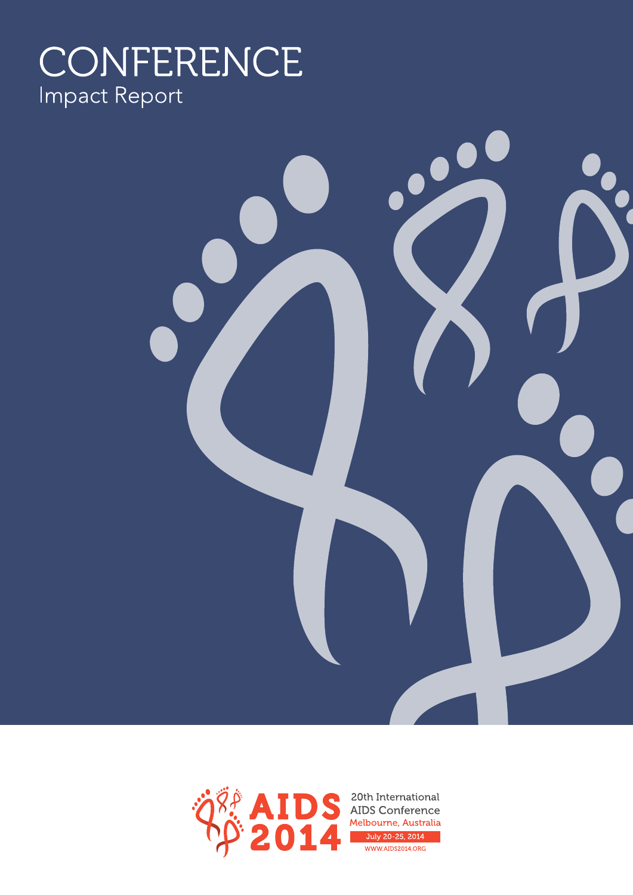# CONFERENCE

## Impact Report

AIDS 2014

20th International AIDS Conference

Melbourne, Australia

July 20-25, 2014

WWW.AIDS2014.ORG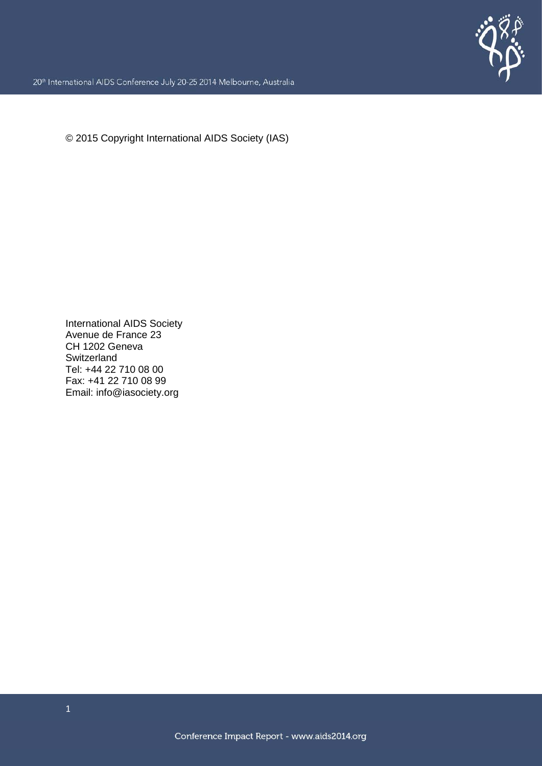© 2015 Copyright International AIDS Society (IAS)

International AIDS Society
Avenue de France 23
CH 1202 Geneva
Switzerland
Tel: +44 22 710 08 00
Fax: +41 22 710 08 99
Email: info@iasociety.org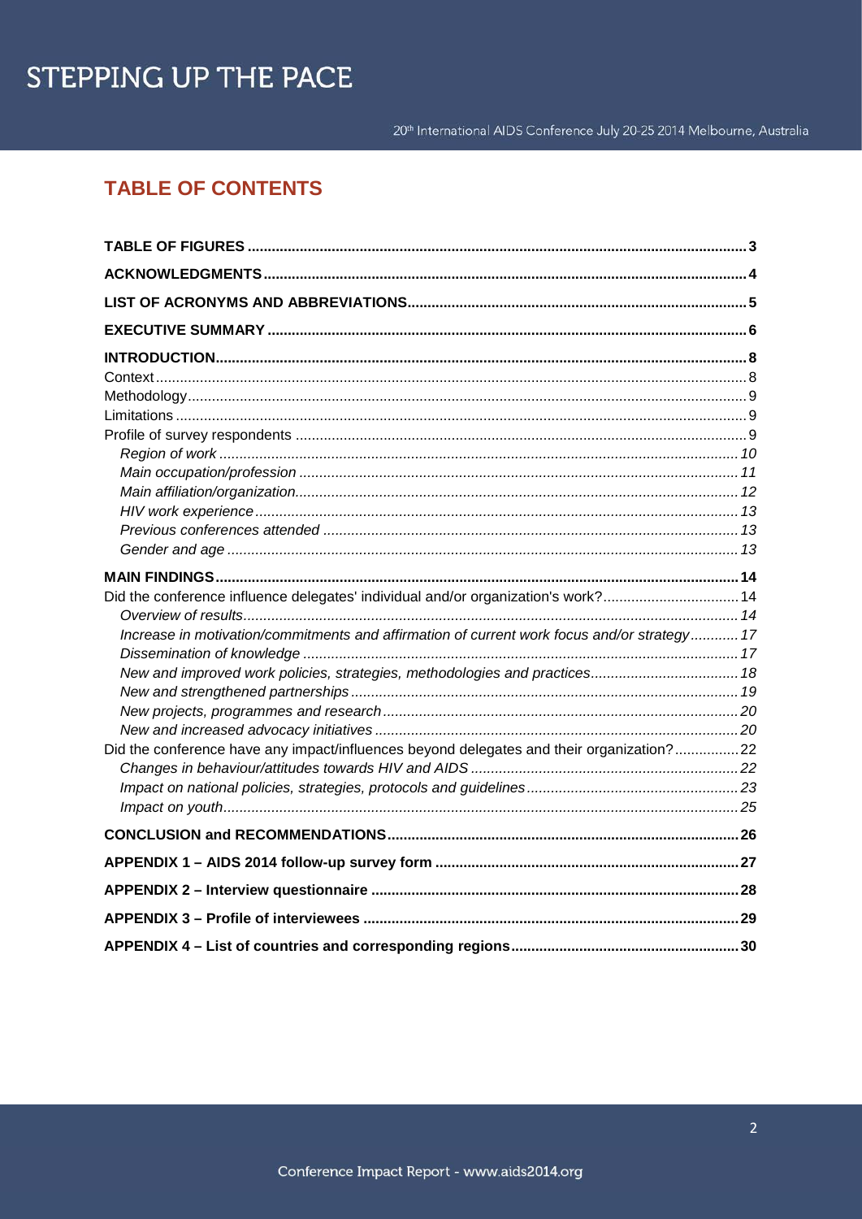## TABLE OF CONTENTS

**TABLE OF FIGURES** .......... 3

**ACKNOWLEDGMENTS** .......... 4

**LIST OF ACRONYMS AND ABBREVIATIONS** .......... 5

**EXECUTIVE SUMMARY** .......... 6

**INTRODUCTION** .......... 8

Context .......... 8

Methodology .......... 9

Limitations .......... 9

Profile of survey respondents .......... 9

- *Region of work* .......... *10*
- *Main occupation/profession* .......... *11*
- *Main affiliation/organization* .......... *12*
- *HIV work experience* .......... *13*
- *Previous conferences attended* .......... *13*
- *Gender and age* .......... *13*

**MAIN FINDINGS** .......... 14

Did the conference influence delegates' individual and/or organization's work? .......... 14

- *Overview of results* .......... *14*
- *Increase in motivation/commitments and affirmation of current work focus and/or strategy* .......... *17*
- *Dissemination of knowledge* .......... *17*
- *New and improved work policies, strategies, methodologies and practices* .......... *18*
- *New and strengthened partnerships* .......... *19*
- *New projects, programmes and research* .......... *20*
- *New and increased advocacy initiatives* .......... *20*

Did the conference have any impact/influences beyond delegates and their organization? .......... 22

- *Changes in behaviour/attitudes towards HIV and AIDS* .......... *22*
- *Impact on national policies, strategies, protocols and guidelines* .......... *23*
- *Impact on youth* .......... *25*

**CONCLUSION and RECOMMENDATIONS** .......... 26

**APPENDIX 1 – AIDS 2014 follow-up survey form** .......... 27

**APPENDIX 2 – Interview questionnaire** .......... 28

**APPENDIX 3 – Profile of interviewees** .......... 29

**APPENDIX 4 – List of countries and corresponding regions** .......... 30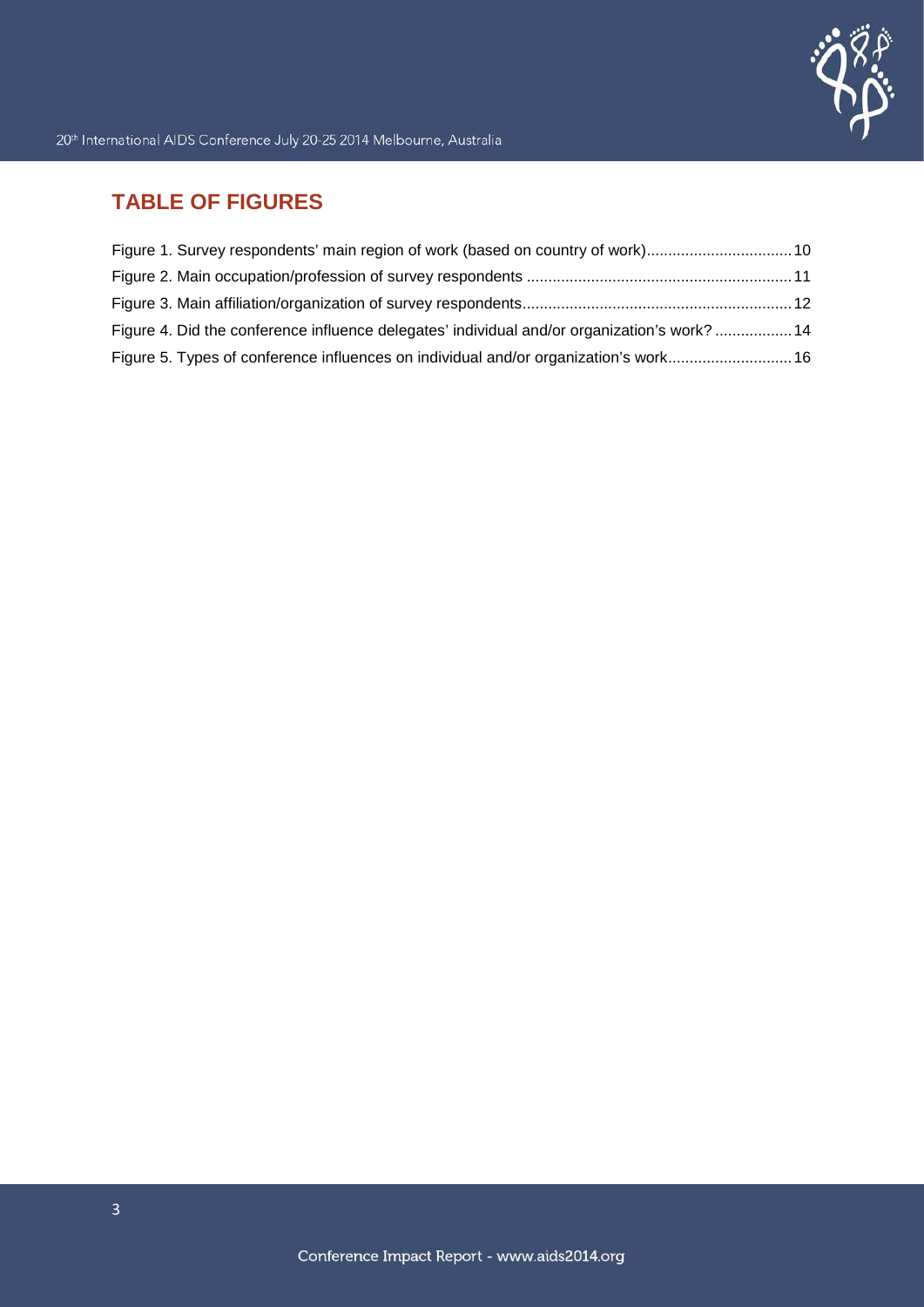## TABLE OF FIGURES

Figure 1. Survey respondents' main region of work (based on country of work) .................................. 10

Figure 2. Main occupation/profession of survey respondents ............................................................. 11

Figure 3. Main affiliation/organization of survey respondents.............................................................. 12

Figure 4. Did the conference influence delegates' individual and/or organization's work? .................. 14

Figure 5. Types of conference influences on individual and/or organization's work............................. 16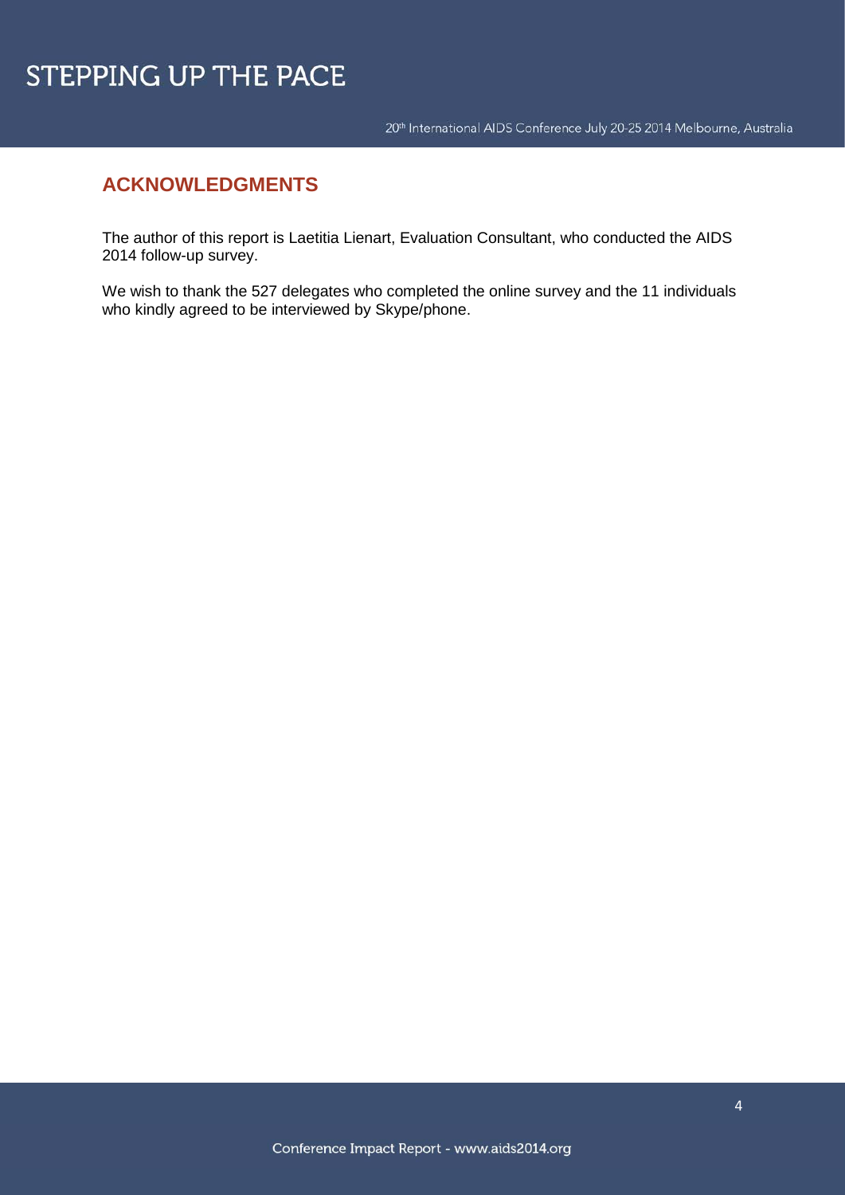## ACKNOWLEDGMENTS

The author of this report is Laetitia Lienart, Evaluation Consultant, who conducted the AIDS 2014 follow-up survey.

We wish to thank the 527 delegates who completed the online survey and the 11 individuals who kindly agreed to be interviewed by Skype/phone.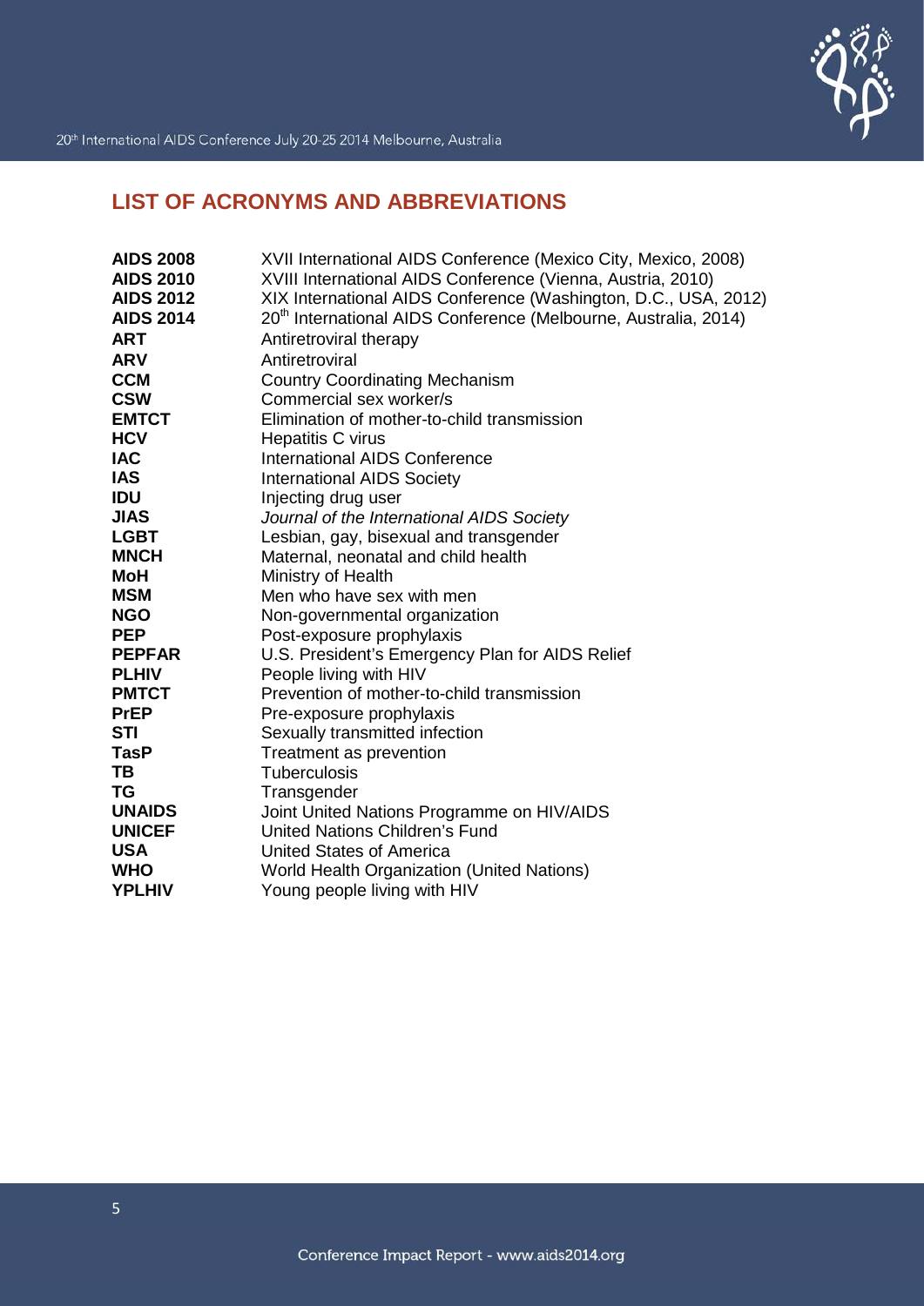## LIST OF ACRONYMS AND ABBREVIATIONS

| | |
|---|---|
| **AIDS 2008** | XVII International AIDS Conference (Mexico City, Mexico, 2008) |
| **AIDS 2010** | XVIII International AIDS Conference (Vienna, Austria, 2010) |
| **AIDS 2012** | XIX International AIDS Conference (Washington, D.C., USA, 2012) |
| **AIDS 2014** | 20th International AIDS Conference (Melbourne, Australia, 2014) |
| **ART** | Antiretroviral therapy |
| **ARV** | Antiretroviral |
| **CCM** | Country Coordinating Mechanism |
| **CSW** | Commercial sex worker/s |
| **EMTCT** | Elimination of mother-to-child transmission |
| **HCV** | Hepatitis C virus |
| **IAC** | International AIDS Conference |
| **IAS** | International AIDS Society |
| **IDU** | Injecting drug user |
| **JIAS** | *Journal of the International AIDS Society* |
| **LGBT** | Lesbian, gay, bisexual and transgender |
| **MNCH** | Maternal, neonatal and child health |
| **MoH** | Ministry of Health |
| **MSM** | Men who have sex with men |
| **NGO** | Non-governmental organization |
| **PEP** | Post-exposure prophylaxis |
| **PEPFAR** | U.S. President's Emergency Plan for AIDS Relief |
| **PLHIV** | People living with HIV |
| **PMTCT** | Prevention of mother-to-child transmission |
| **PrEP** | Pre-exposure prophylaxis |
| **STI** | Sexually transmitted infection |
| **TasP** | Treatment as prevention |
| **TB** | Tuberculosis |
| **TG** | Transgender |
| **UNAIDS** | Joint United Nations Programme on HIV/AIDS |
| **UNICEF** | United Nations Children's Fund |
| **USA** | United States of America |
| **WHO** | World Health Organization (United Nations) |
| **YPLHIV** | Young people living with HIV |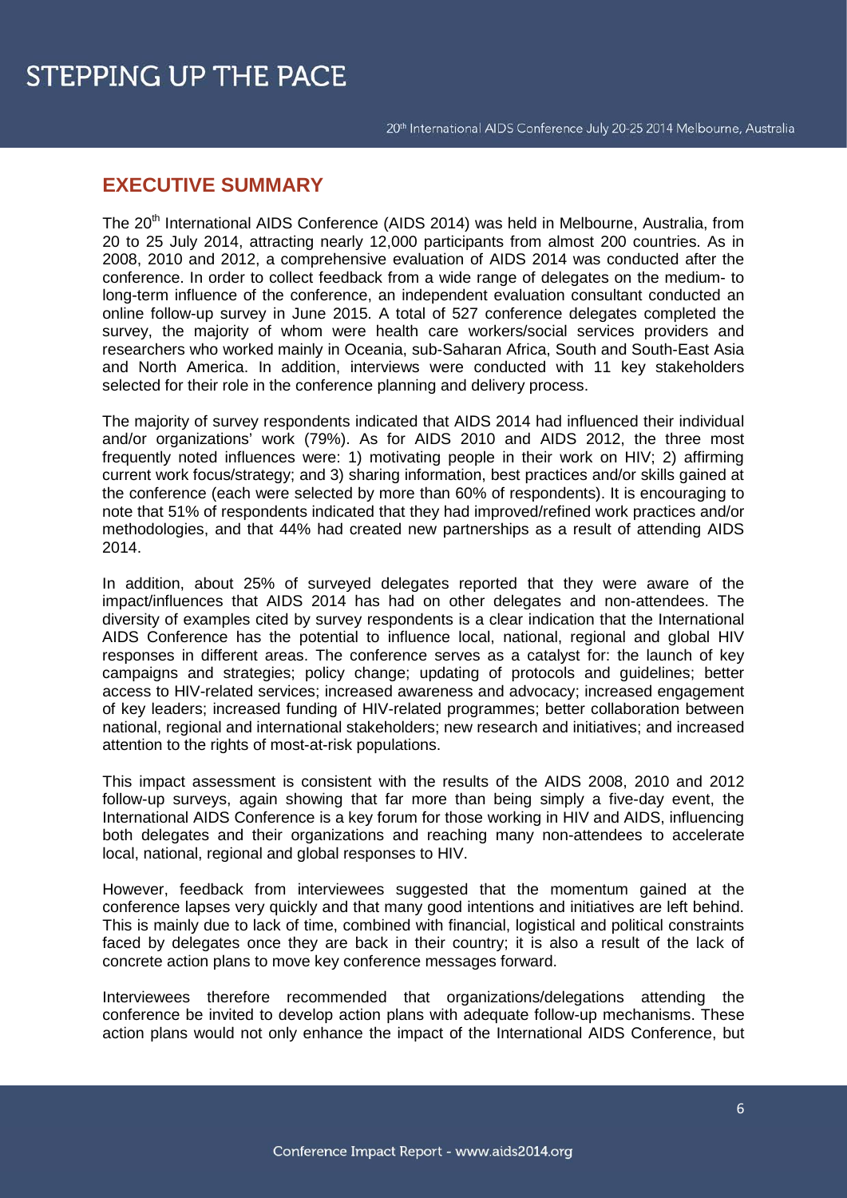## EXECUTIVE SUMMARY

The 20th International AIDS Conference (AIDS 2014) was held in Melbourne, Australia, from 20 to 25 July 2014, attracting nearly 12,000 participants from almost 200 countries. As in 2008, 2010 and 2012, a comprehensive evaluation of AIDS 2014 was conducted after the conference. In order to collect feedback from a wide range of delegates on the medium- to long-term influence of the conference, an independent evaluation consultant conducted an online follow-up survey in June 2015. A total of 527 conference delegates completed the survey, the majority of whom were health care workers/social services providers and researchers who worked mainly in Oceania, sub-Saharan Africa, South and South-East Asia and North America. In addition, interviews were conducted with 11 key stakeholders selected for their role in the conference planning and delivery process.

The majority of survey respondents indicated that AIDS 2014 had influenced their individual and/or organizations' work (79%). As for AIDS 2010 and AIDS 2012, the three most frequently noted influences were: 1) motivating people in their work on HIV; 2) affirming current work focus/strategy; and 3) sharing information, best practices and/or skills gained at the conference (each were selected by more than 60% of respondents). It is encouraging to note that 51% of respondents indicated that they had improved/refined work practices and/or methodologies, and that 44% had created new partnerships as a result of attending AIDS 2014.

In addition, about 25% of surveyed delegates reported that they were aware of the impact/influences that AIDS 2014 has had on other delegates and non-attendees. The diversity of examples cited by survey respondents is a clear indication that the International AIDS Conference has the potential to influence local, national, regional and global HIV responses in different areas. The conference serves as a catalyst for: the launch of key campaigns and strategies; policy change; updating of protocols and guidelines; better access to HIV-related services; increased awareness and advocacy; increased engagement of key leaders; increased funding of HIV-related programmes; better collaboration between national, regional and international stakeholders; new research and initiatives; and increased attention to the rights of most-at-risk populations.

This impact assessment is consistent with the results of the AIDS 2008, 2010 and 2012 follow-up surveys, again showing that far more than being simply a five-day event, the International AIDS Conference is a key forum for those working in HIV and AIDS, influencing both delegates and their organizations and reaching many non-attendees to accelerate local, national, regional and global responses to HIV.

However, feedback from interviewees suggested that the momentum gained at the conference lapses very quickly and that many good intentions and initiatives are left behind. This is mainly due to lack of time, combined with financial, logistical and political constraints faced by delegates once they are back in their country; it is also a result of the lack of concrete action plans to move key conference messages forward.

Interviewees therefore recommended that organizations/delegations attending the conference be invited to develop action plans with adequate follow-up mechanisms. These action plans would not only enhance the impact of the International AIDS Conference, but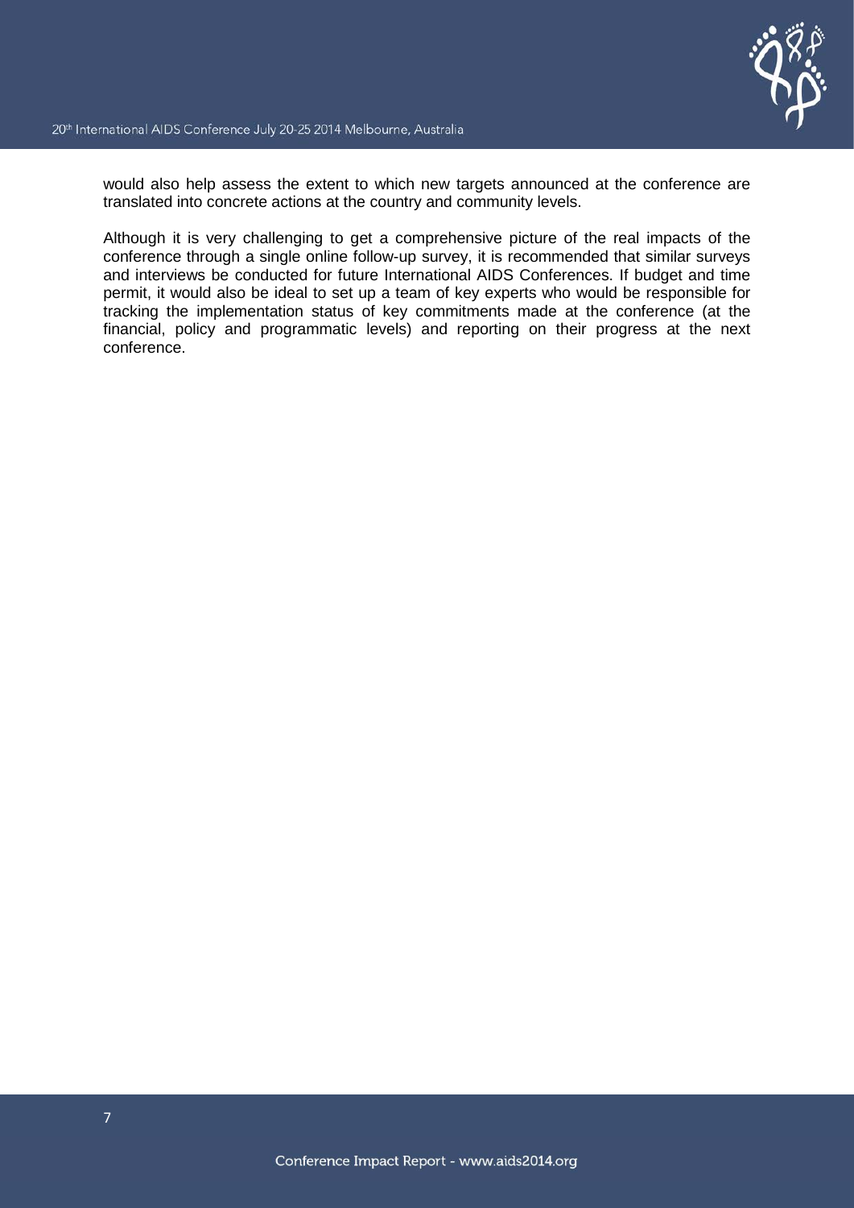would also help assess the extent to which new targets announced at the conference are translated into concrete actions at the country and community levels.

Although it is very challenging to get a comprehensive picture of the real impacts of the conference through a single online follow-up survey, it is recommended that similar surveys and interviews be conducted for future International AIDS Conferences. If budget and time permit, it would also be ideal to set up a team of key experts who would be responsible for tracking the implementation status of key commitments made at the conference (at the financial, policy and programmatic levels) and reporting on their progress at the next conference.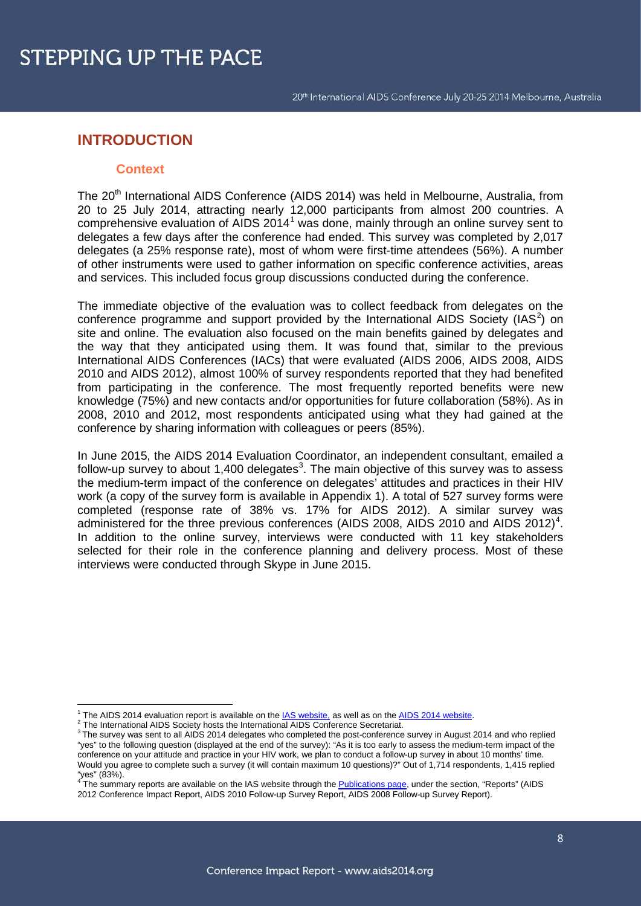# INTRODUCTION

## Context

The 20th International AIDS Conference (AIDS 2014) was held in Melbourne, Australia, from 20 to 25 July 2014, attracting nearly 12,000 participants from almost 200 countries. A comprehensive evaluation of AIDS 2014[1] was done, mainly through an online survey sent to delegates a few days after the conference had ended. This survey was completed by 2,017 delegates (a 25% response rate), most of whom were first-time attendees (56%). A number of other instruments were used to gather information on specific conference activities, areas and services. This included focus group discussions conducted during the conference.

The immediate objective of the evaluation was to collect feedback from delegates on the conference programme and support provided by the International AIDS Society (IAS[2]) on site and online. The evaluation also focused on the main benefits gained by delegates and the way that they anticipated using them. It was found that, similar to the previous International AIDS Conferences (IACs) that were evaluated (AIDS 2006, AIDS 2008, AIDS 2010 and AIDS 2012), almost 100% of survey respondents reported that they had benefited from participating in the conference. The most frequently reported benefits were new knowledge (75%) and new contacts and/or opportunities for future collaboration (58%). As in 2008, 2010 and 2012, most respondents anticipated using what they had gained at the conference by sharing information with colleagues or peers (85%).

In June 2015, the AIDS 2014 Evaluation Coordinator, an independent consultant, emailed a follow-up survey to about 1,400 delegates[3]. The main objective of this survey was to assess the medium-term impact of the conference on delegates' attitudes and practices in their HIV work (a copy of the survey form is available in Appendix 1). A total of 527 survey forms were completed (response rate of 38% vs. 17% for AIDS 2012). A similar survey was administered for the three previous conferences (AIDS 2008, AIDS 2010 and AIDS 2012)[4]. In addition to the online survey, interviews were conducted with 11 key stakeholders selected for their role in the conference planning and delivery process. Most of these interviews were conducted through Skype in June 2015.

---

[1] The AIDS 2014 evaluation report is available on the IAS website, as well as on the AIDS 2014 website.

[2] The International AIDS Society hosts the International AIDS Conference Secretariat.

[3] The survey was sent to all AIDS 2014 delegates who completed the post-conference survey in August 2014 and who replied "yes" to the following question (displayed at the end of the survey): "As it is too early to assess the medium-term impact of the conference on your attitude and practice in your HIV work, we plan to conduct a follow-up survey in about 10 months' time. Would you agree to complete such a survey (it will contain maximum 10 questions)?" Out of 1,714 respondents, 1,415 replied "yes" (83%).

[4] The summary reports are available on the IAS website through the Publications page, under the section, "Reports" (AIDS 2012 Conference Impact Report, AIDS 2010 Follow-up Survey Report, AIDS 2008 Follow-up Survey Report).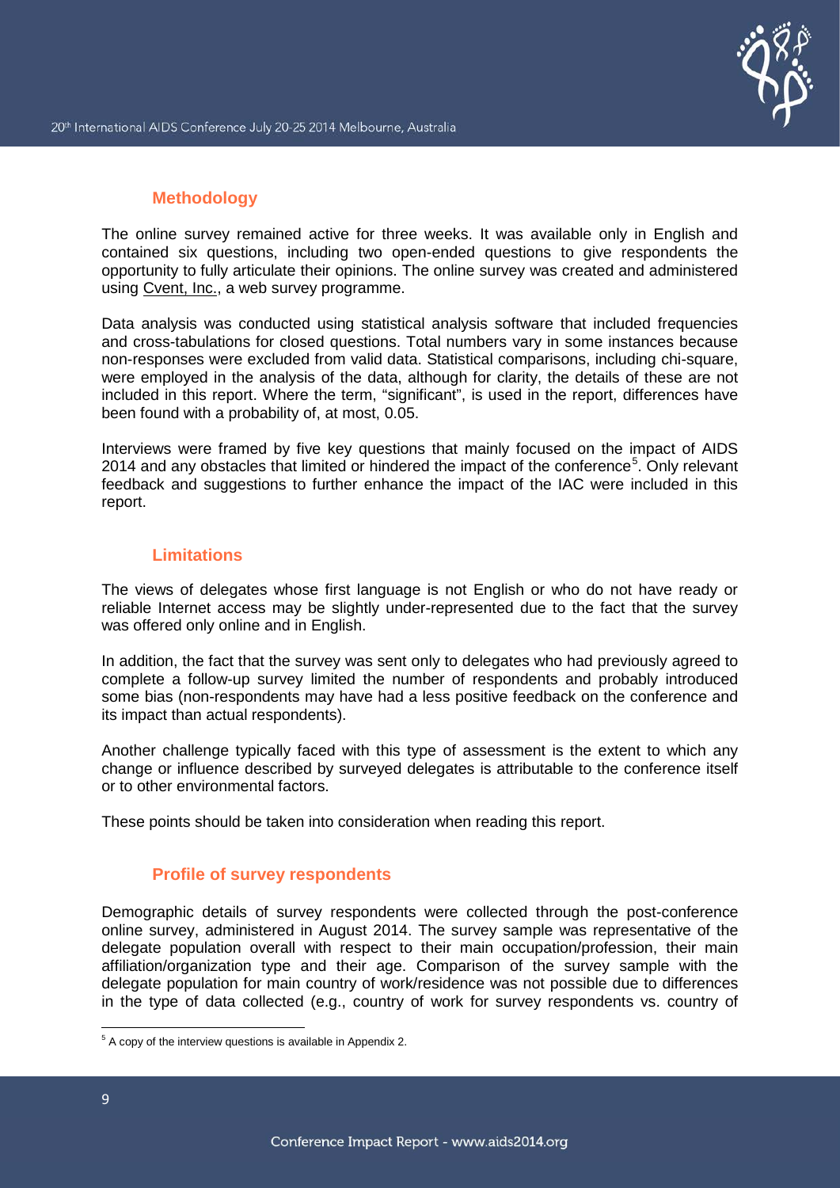## Methodology

The online survey remained active for three weeks. It was available only in English and contained six questions, including two open-ended questions to give respondents the opportunity to fully articulate their opinions. The online survey was created and administered using Cvent, Inc., a web survey programme.

Data analysis was conducted using statistical analysis software that included frequencies and cross-tabulations for closed questions. Total numbers vary in some instances because non-responses were excluded from valid data. Statistical comparisons, including chi-square, were employed in the analysis of the data, although for clarity, the details of these are not included in this report. Where the term, "significant", is used in the report, differences have been found with a probability of, at most, 0.05.

Interviews were framed by five key questions that mainly focused on the impact of AIDS 2014 and any obstacles that limited or hindered the impact of the conference[5]. Only relevant feedback and suggestions to further enhance the impact of the IAC were included in this report.

## Limitations

The views of delegates whose first language is not English or who do not have ready or reliable Internet access may be slightly under-represented due to the fact that the survey was offered only online and in English.

In addition, the fact that the survey was sent only to delegates who had previously agreed to complete a follow-up survey limited the number of respondents and probably introduced some bias (non-respondents may have had a less positive feedback on the conference and its impact than actual respondents).

Another challenge typically faced with this type of assessment is the extent to which any change or influence described by surveyed delegates is attributable to the conference itself or to other environmental factors.

These points should be taken into consideration when reading this report.

## Profile of survey respondents

Demographic details of survey respondents were collected through the post-conference online survey, administered in August 2014. The survey sample was representative of the delegate population overall with respect to their main occupation/profession, their main affiliation/organization type and their age. Comparison of the survey sample with the delegate population for main country of work/residence was not possible due to differences in the type of data collected (e.g., country of work for survey respondents vs. country of

[5] A copy of the interview questions is available in Appendix 2.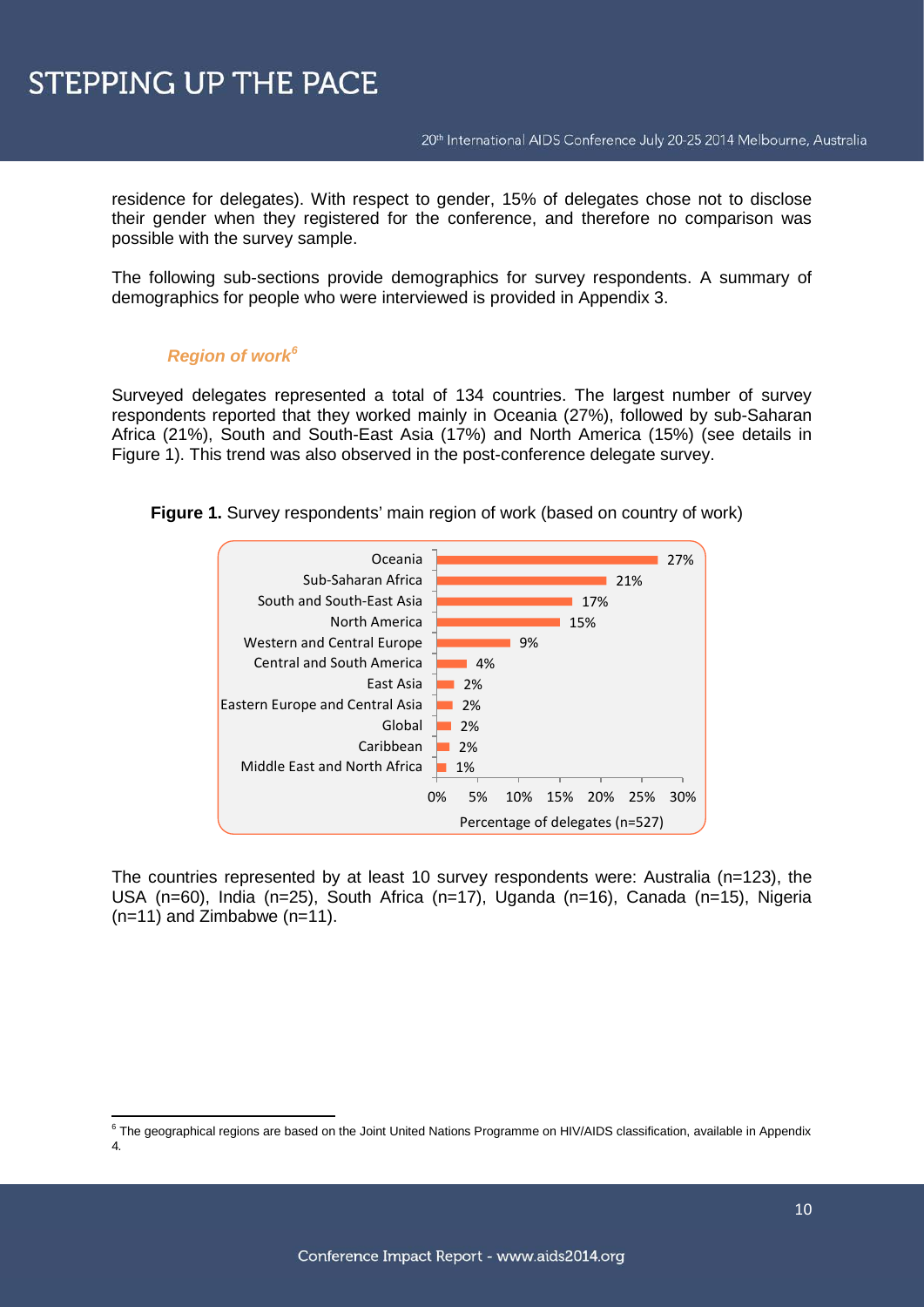residence for delegates). With respect to gender, 15% of delegates chose not to disclose their gender when they registered for the conference, and therefore no comparison was possible with the survey sample.

The following sub-sections provide demographics for survey respondents. A summary of demographics for people who were interviewed is provided in Appendix 3.

### *Region of work*[6]

Surveyed delegates represented a total of 134 countries. The largest number of survey respondents reported that they worked mainly in Oceania (27%), followed by sub-Saharan Africa (21%), South and South-East Asia (17%) and North America (15%) (see details in Figure 1). This trend was also observed in the post-conference delegate survey.

**Figure 1.** Survey respondents' main region of work (based on country of work)

| Region | Percentage of delegates (n=527) |
|---|---|
| Oceania | 27% |
| Sub-Saharan Africa | 21% |
| South and South-East Asia | 17% |
| North America | 15% |
| Western and Central Europe | 9% |
| Central and South America | 4% |
| East Asia | 2% |
| Eastern Europe and Central Asia | 2% |
| Global | 2% |
| Caribbean | 2% |
| Middle East and North Africa | 1% |

The countries represented by at least 10 survey respondents were: Australia (n=123), the USA (n=60), India (n=25), South Africa (n=17), Uganda (n=16), Canada (n=15), Nigeria (n=11) and Zimbabwe (n=11).

[6] The geographical regions are based on the Joint United Nations Programme on HIV/AIDS classification, available in Appendix 4.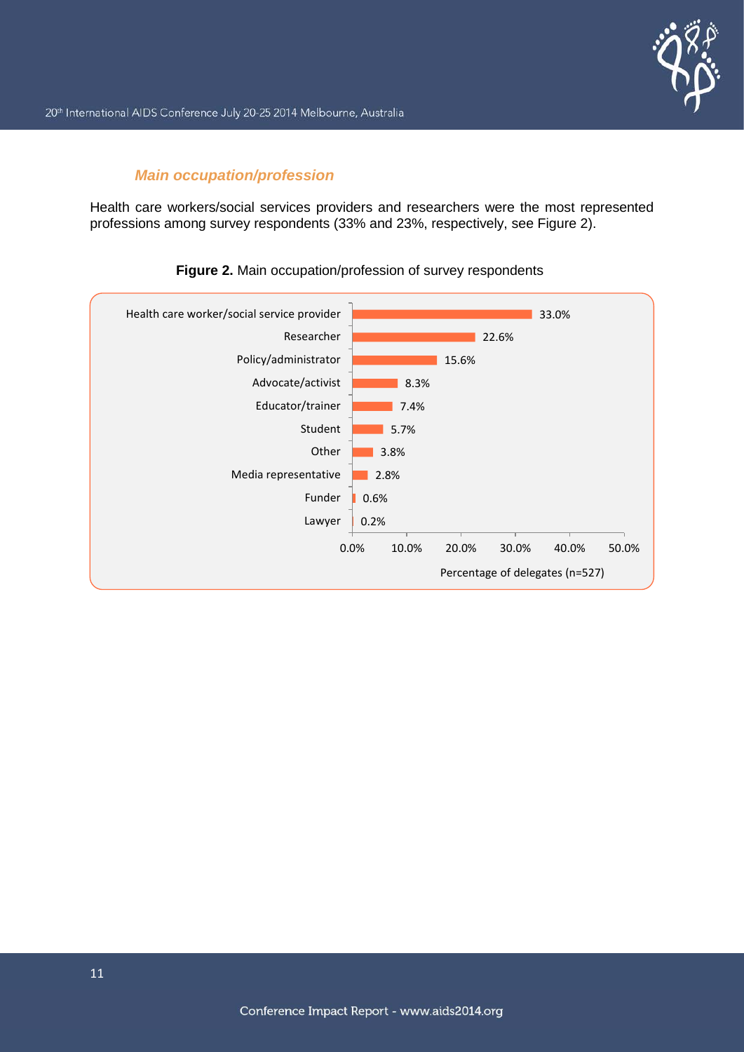### *Main occupation/profession*

Health care workers/social services providers and researchers were the most represented professions among survey respondents (33% and 23%, respectively, see Figure 2).

**Figure 2.** Main occupation/profession of survey respondents

| Occupation/profession | Percentage of delegates (n=527) |
|---|---|
| Health care worker/social service provider | 33.0% |
| Researcher | 22.6% |
| Policy/administrator | 15.6% |
| Advocate/activist | 8.3% |
| Educator/trainer | 7.4% |
| Student | 5.7% |
| Other | 3.8% |
| Media representative | 2.8% |
| Funder | 0.6% |
| Lawyer | 0.2% |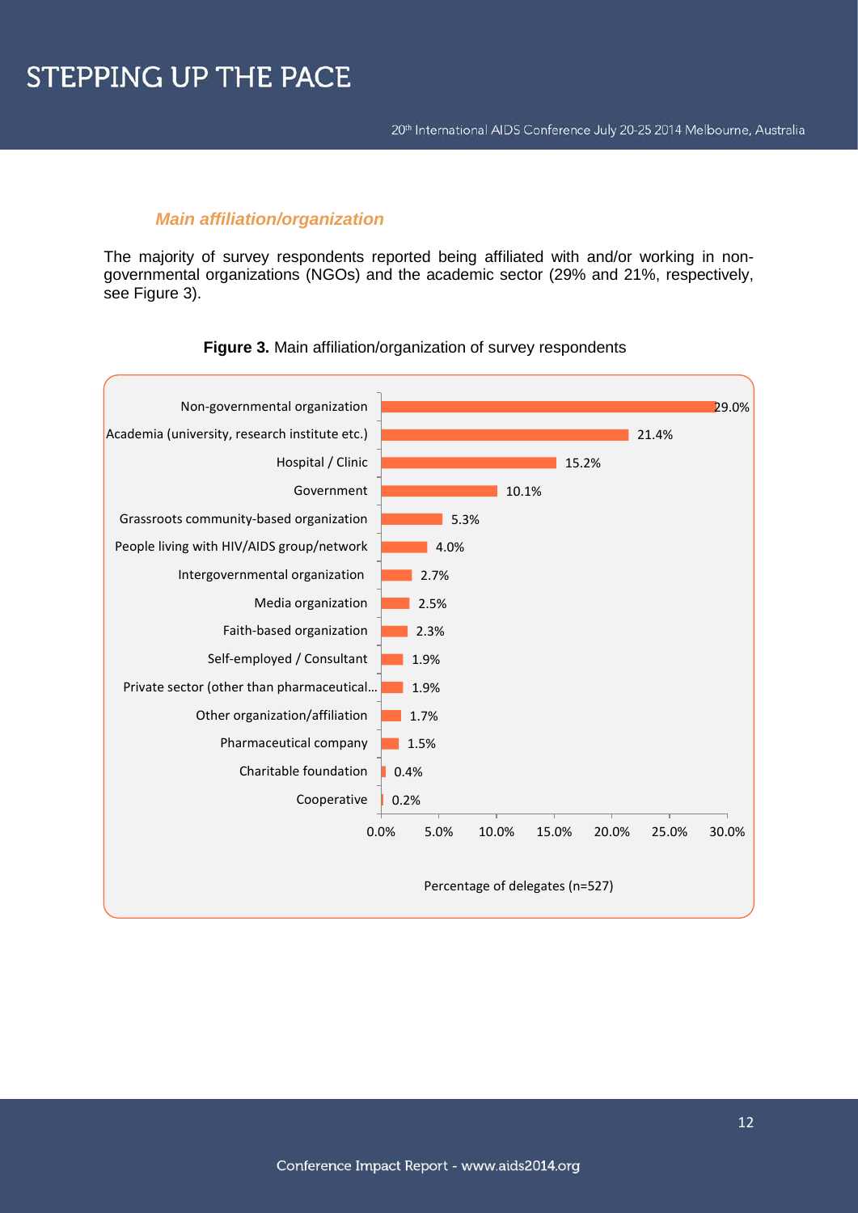### *Main affiliation/organization*

The majority of survey respondents reported being affiliated with and/or working in non-governmental organizations (NGOs) and the academic sector (29% and 21%, respectively, see Figure 3).

**Figure 3.** Main affiliation/organization of survey respondents

| Affiliation/organization | Percentage of delegates (n=527) |
|---|---|
| Non-governmental organization | 29.0% |
| Academia (university, research institute etc.) | 21.4% |
| Hospital / Clinic | 15.2% |
| Government | 10.1% |
| Grassroots community-based organization | 5.3% |
| People living with HIV/AIDS group/network | 4.0% |
| Intergovernmental organization | 2.7% |
| Media organization | 2.5% |
| Faith-based organization | 2.3% |
| Self-employed / Consultant | 1.9% |
| Private sector (other than pharmaceutical... | 1.9% |
| Other organization/affiliation | 1.7% |
| Pharmaceutical company | 1.5% |
| Charitable foundation | 0.4% |
| Cooperative | 0.2% |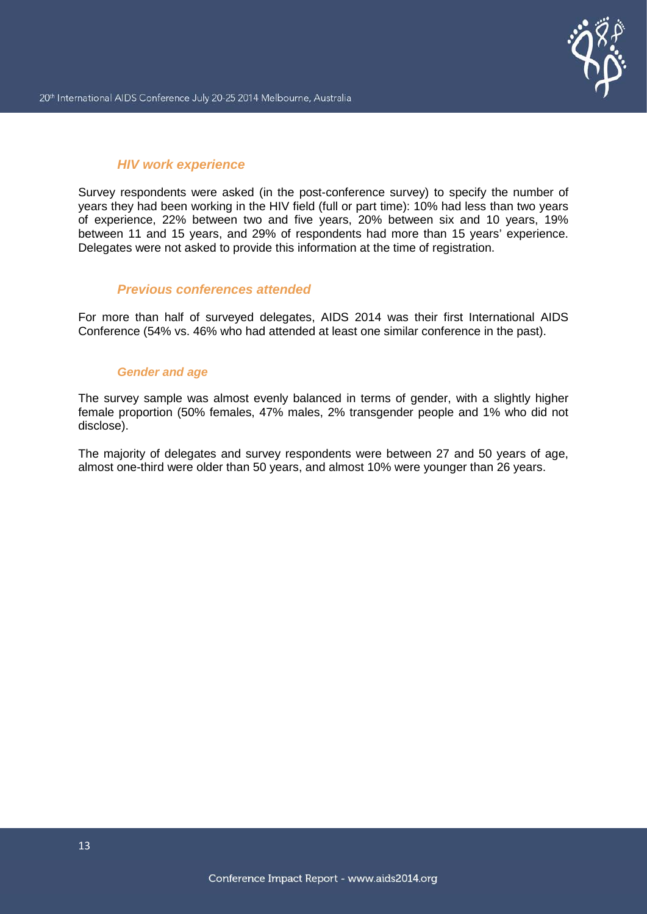### *HIV work experience*

Survey respondents were asked (in the post-conference survey) to specify the number of years they had been working in the HIV field (full or part time): 10% had less than two years of experience, 22% between two and five years, 20% between six and 10 years, 19% between 11 and 15 years, and 29% of respondents had more than 15 years' experience. Delegates were not asked to provide this information at the time of registration.

### *Previous conferences attended*

For more than half of surveyed delegates, AIDS 2014 was their first International AIDS Conference (54% vs. 46% who had attended at least one similar conference in the past).

### *Gender and age*

The survey sample was almost evenly balanced in terms of gender, with a slightly higher female proportion (50% females, 47% males, 2% transgender people and 1% who did not disclose).

The majority of delegates and survey respondents were between 27 and 50 years of age, almost one-third were older than 50 years, and almost 10% were younger than 26 years.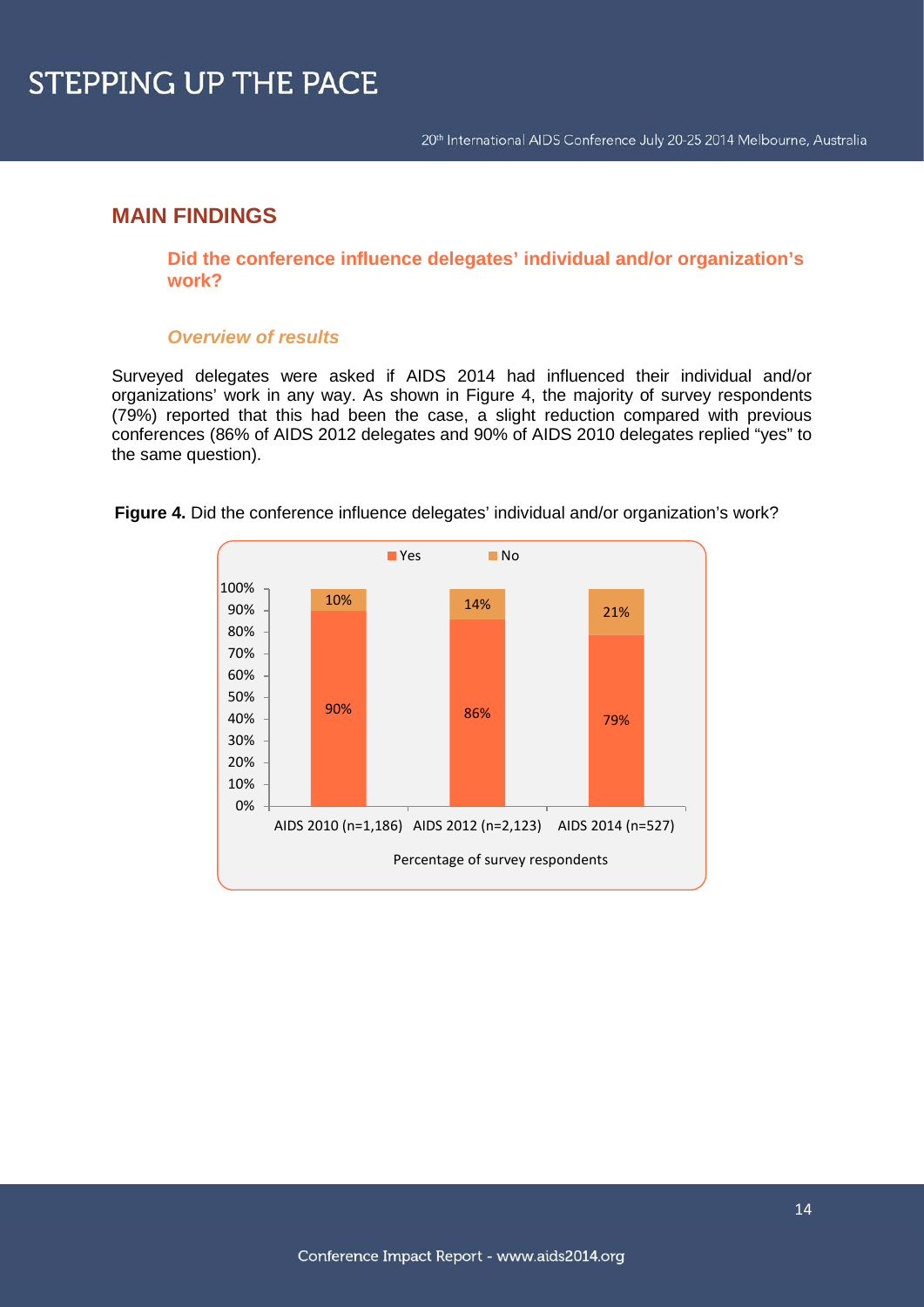## MAIN FINDINGS

### Did the conference influence delegates' individual and/or organization's work?

#### *Overview of results*

Surveyed delegates were asked if AIDS 2014 had influenced their individual and/or organizations' work in any way. As shown in Figure 4, the majority of survey respondents (79%) reported that this had been the case, a slight reduction compared with previous conferences (86% of AIDS 2012 delegates and 90% of AIDS 2010 delegates replied "yes" to the same question).

**Figure 4.** Did the conference influence delegates' individual and/or organization's work?

| Percentage of survey respondents | Yes | No |
|---|---|---|
| AIDS 2010 (n=1,186) | 90% | 10% |
| AIDS 2012 (n=2,123) | 86% | 14% |
| AIDS 2014 (n=527) | 79% | 21% |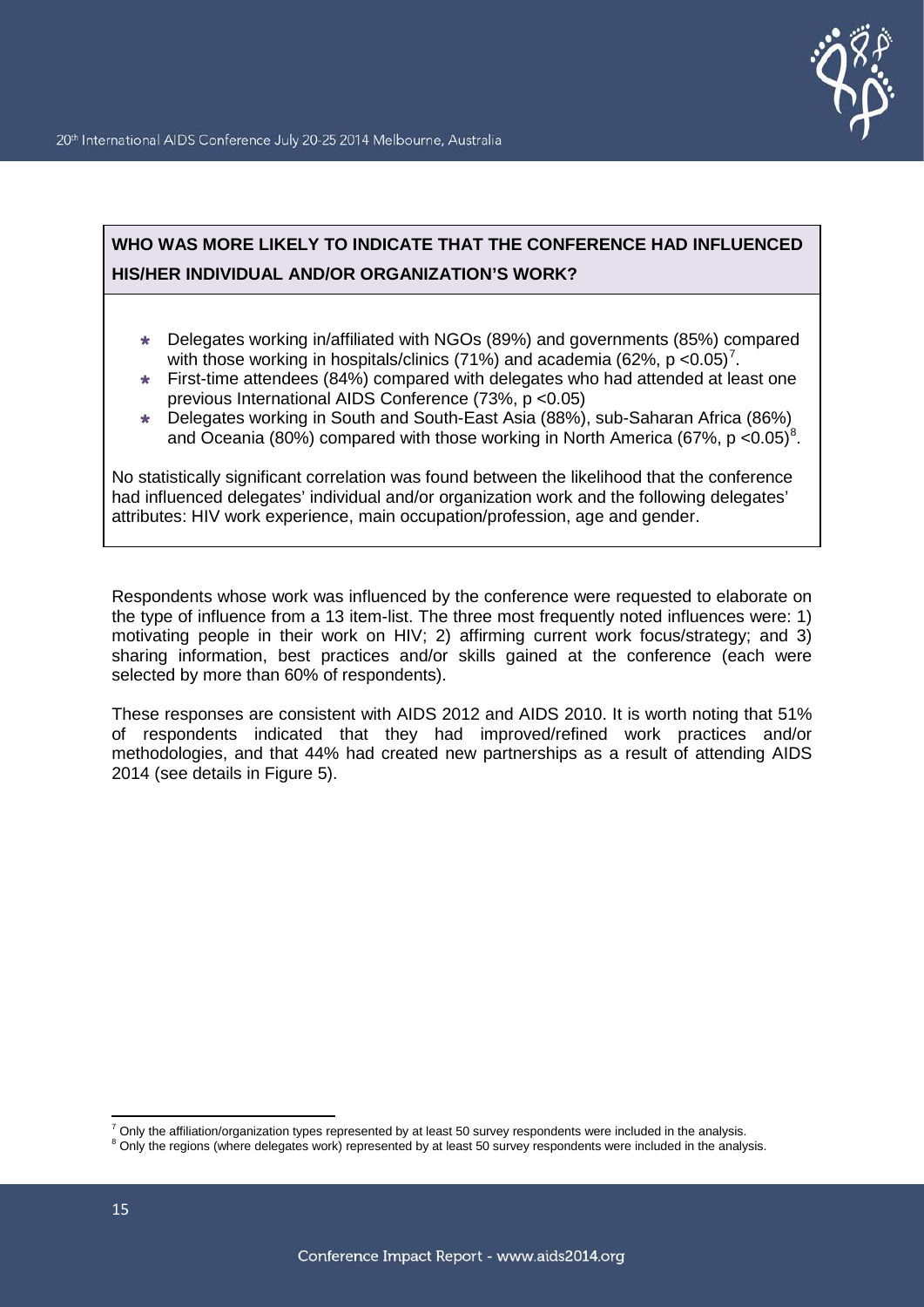## WHO WAS MORE LIKELY TO INDICATE THAT THE CONFERENCE HAD INFLUENCED HIS/HER INDIVIDUAL AND/OR ORGANIZATION'S WORK?

- Delegates working in/affiliated with NGOs (89%) and governments (85%) compared with those working in hospitals/clinics (71%) and academia (62%, $p < 0.05$)[7].
- First-time attendees (84%) compared with delegates who had attended at least one previous International AIDS Conference (73%, $p < 0.05$)
- Delegates working in South and South-East Asia (88%), sub-Saharan Africa (86%) and Oceania (80%) compared with those working in North America (67%, $p < 0.05$)[8].

No statistically significant correlation was found between the likelihood that the conference had influenced delegates' individual and/or organization work and the following delegates' attributes: HIV work experience, main occupation/profession, age and gender.

Respondents whose work was influenced by the conference were requested to elaborate on the type of influence from a 13 item-list. The three most frequently noted influences were: 1) motivating people in their work on HIV; 2) affirming current work focus/strategy; and 3) sharing information, best practices and/or skills gained at the conference (each were selected by more than 60% of respondents).

These responses are consistent with AIDS 2012 and AIDS 2010. It is worth noting that 51% of respondents indicated that they had improved/refined work practices and/or methodologies, and that 44% had created new partnerships as a result of attending AIDS 2014 (see details in Figure 5).

[7] Only the affiliation/organization types represented by at least 50 survey respondents were included in the analysis.

[8] Only the regions (where delegates work) represented by at least 50 survey respondents were included in the analysis.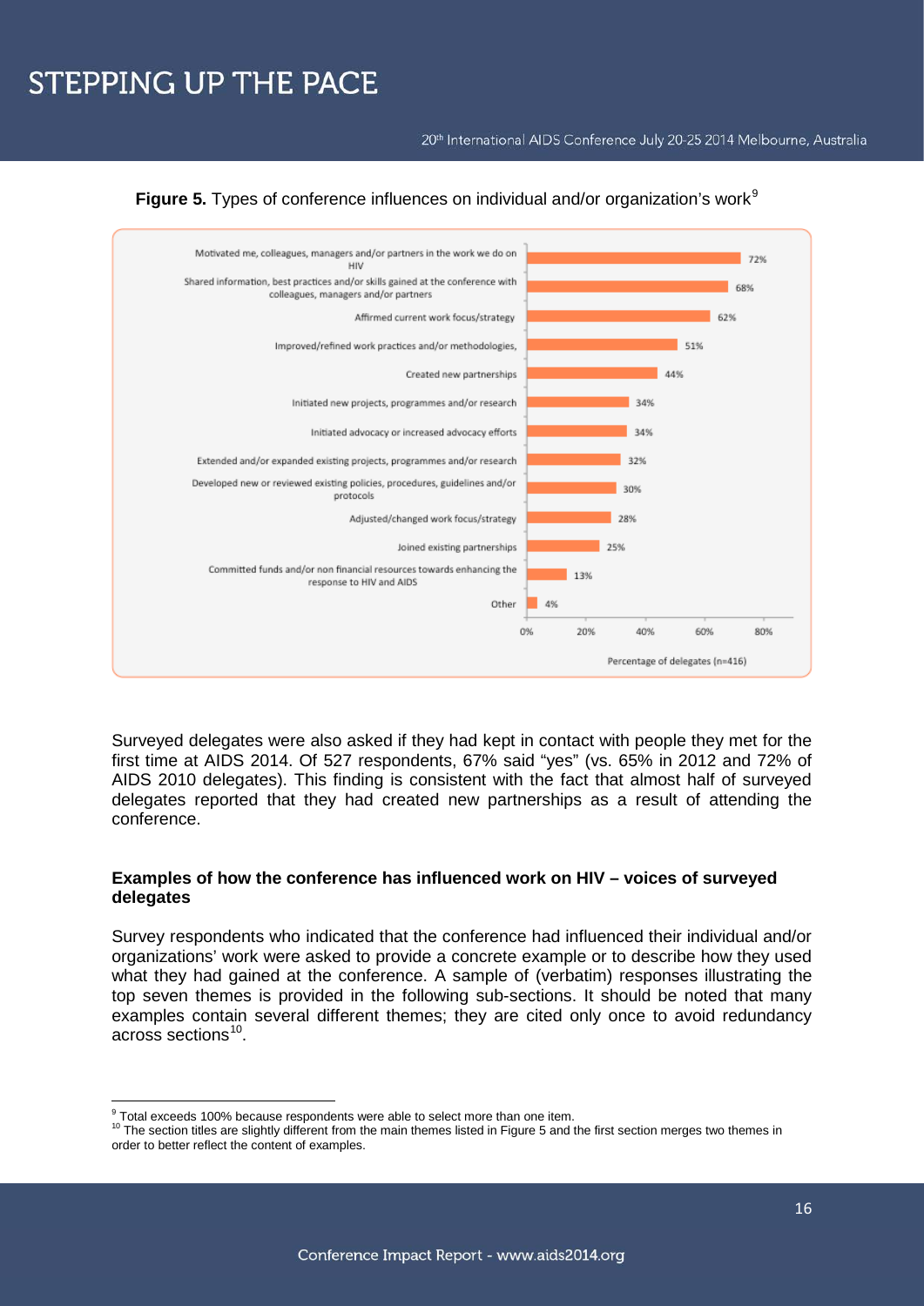**Figure 5.** Types of conference influences on individual and/or organization's work[9]

| Type of influence | Percentage of delegates (n=416) |
|---|---|
| Motivated me, colleagues, managers and/or partners in the work we do on HIV | 72% |
| Shared information, best practices and/or skills gained at the conference with colleagues, managers and/or partners | 68% |
| Affirmed current work focus/strategy | 62% |
| Improved/refined work practices and/or methodologies, | 51% |
| Created new partnerships | 44% |
| Initiated new projects, programmes and/or research | 34% |
| Initiated advocacy or increased advocacy efforts | 34% |
| Extended and/or expanded existing projects, programmes and/or research | 32% |
| Developed new or reviewed existing policies, procedures, guidelines and/or protocols | 30% |
| Adjusted/changed work focus/strategy | 28% |
| Joined existing partnerships | 25% |
| Committed funds and/or non financial resources towards enhancing the response to HIV and AIDS | 13% |
| Other | 4% |

Surveyed delegates were also asked if they had kept in contact with people they met for the first time at AIDS 2014. Of 527 respondents, 67% said "yes" (vs. 65% in 2012 and 72% of AIDS 2010 delegates). This finding is consistent with the fact that almost half of surveyed delegates reported that they had created new partnerships as a result of attending the conference.

**Examples of how the conference has influenced work on HIV – voices of surveyed delegates**

Survey respondents who indicated that the conference had influenced their individual and/or organizations' work were asked to provide a concrete example or to describe how they used what they had gained at the conference. A sample of (verbatim) responses illustrating the top seven themes is provided in the following sub-sections. It should be noted that many examples contain several different themes; they are cited only once to avoid redundancy across sections[10].

[9] Total exceeds 100% because respondents were able to select more than one item.

[10] The section titles are slightly different from the main themes listed in Figure 5 and the first section merges two themes in order to better reflect the content of examples.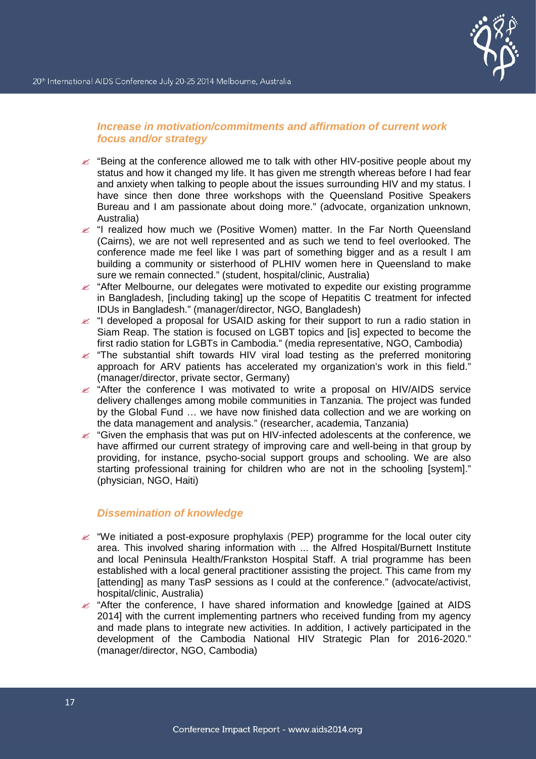### *Increase in motivation/commitments and affirmation of current work focus and/or strategy*

- "Being at the conference allowed me to talk with other HIV-positive people about my status and how it changed my life. It has given me strength whereas before I had fear and anxiety when talking to people about the issues surrounding HIV and my status. I have since then done three workshops with the Queensland Positive Speakers Bureau and I am passionate about doing more." (advocate, organization unknown, Australia)
- "I realized how much we (Positive Women) matter. In the Far North Queensland (Cairns), we are not well represented and as such we tend to feel overlooked. The conference made me feel like I was part of something bigger and as a result I am building a community or sisterhood of PLHIV women here in Queensland to make sure we remain connected." (student, hospital/clinic, Australia)
- "After Melbourne, our delegates were motivated to expedite our existing programme in Bangladesh, [including taking] up the scope of Hepatitis C treatment for infected IDUs in Bangladesh." (manager/director, NGO, Bangladesh)
- "I developed a proposal for USAID asking for their support to run a radio station in Siam Reap. The station is focused on LGBT topics and [is] expected to become the first radio station for LGBTs in Cambodia." (media representative, NGO, Cambodia)
- "The substantial shift towards HIV viral load testing as the preferred monitoring approach for ARV patients has accelerated my organization's work in this field." (manager/director, private sector, Germany)
- "After the conference I was motivated to write a proposal on HIV/AIDS service delivery challenges among mobile communities in Tanzania. The project was funded by the Global Fund … we have now finished data collection and we are working on the data management and analysis." (researcher, academia, Tanzania)
- "Given the emphasis that was put on HIV-infected adolescents at the conference, we have affirmed our current strategy of improving care and well-being in that group by providing, for instance, psycho-social support groups and schooling. We are also starting professional training for children who are not in the schooling [system]." (physician, NGO, Haiti)

### *Dissemination of knowledge*

- "We initiated a post-exposure prophylaxis (PEP) programme for the local outer city area. This involved sharing information with ... the Alfred Hospital/Burnett Institute and local Peninsula Health/Frankston Hospital Staff. A trial programme has been established with a local general practitioner assisting the project. This came from my [attending] as many TasP sessions as I could at the conference." (advocate/activist, hospital/clinic, Australia)
- "After the conference, I have shared information and knowledge [gained at AIDS 2014] with the current implementing partners who received funding from my agency and made plans to integrate new activities. In addition, I actively participated in the development of the Cambodia National HIV Strategic Plan for 2016-2020." (manager/director, NGO, Cambodia)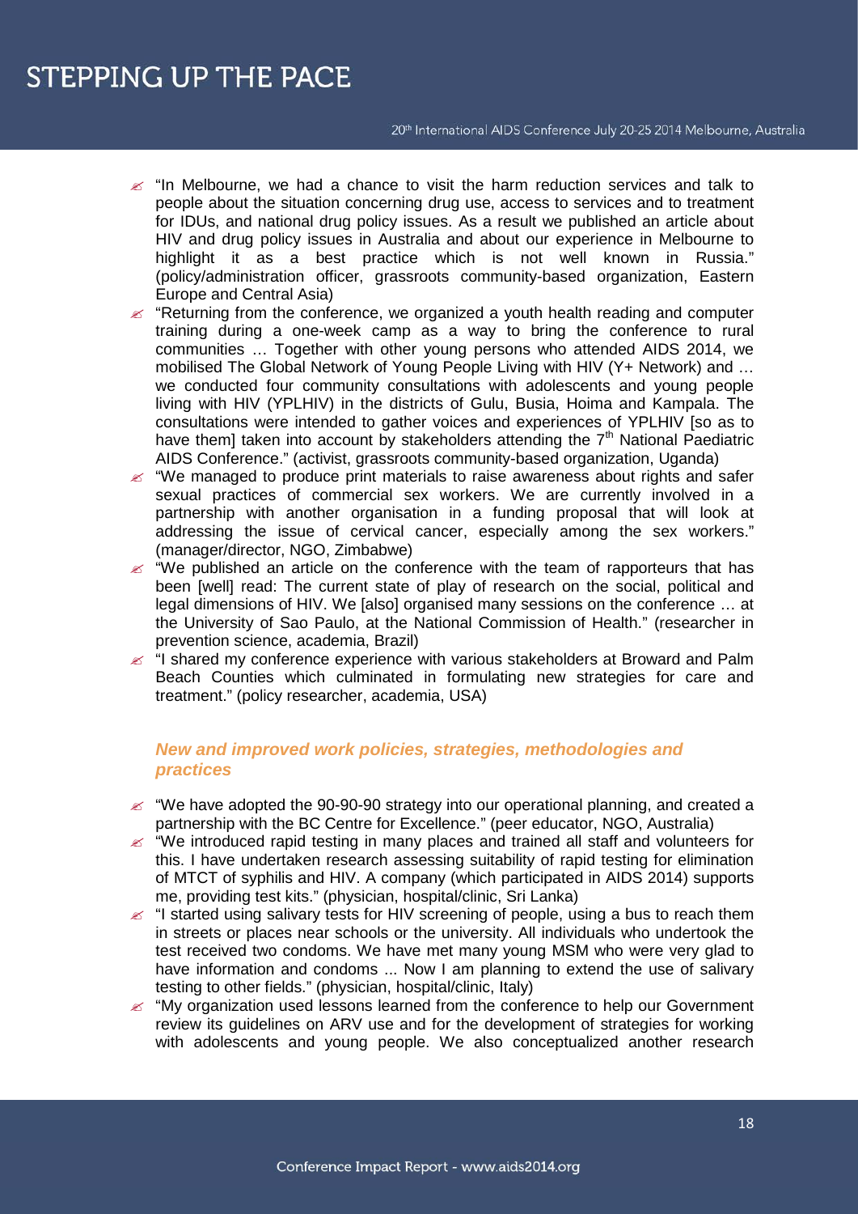- "In Melbourne, we had a chance to visit the harm reduction services and talk to people about the situation concerning drug use, access to services and to treatment for IDUs, and national drug policy issues. As a result we published an article about HIV and drug policy issues in Australia and about our experience in Melbourne to highlight it as a best practice which is not well known in Russia." (policy/administration officer, grassroots community-based organization, Eastern Europe and Central Asia)
- "Returning from the conference, we organized a youth health reading and computer training during a one-week camp as a way to bring the conference to rural communities … Together with other young persons who attended AIDS 2014, we mobilised The Global Network of Young People Living with HIV (Y+ Network) and … we conducted four community consultations with adolescents and young people living with HIV (YPLHIV) in the districts of Gulu, Busia, Hoima and Kampala. The consultations were intended to gather voices and experiences of YPLHIV [so as to have them] taken into account by stakeholders attending the 7th National Paediatric AIDS Conference." (activist, grassroots community-based organization, Uganda)
- "We managed to produce print materials to raise awareness about rights and safer sexual practices of commercial sex workers. We are currently involved in a partnership with another organisation in a funding proposal that will look at addressing the issue of cervical cancer, especially among the sex workers." (manager/director, NGO, Zimbabwe)
- "We published an article on the conference with the team of rapporteurs that has been [well] read: The current state of play of research on the social, political and legal dimensions of HIV. We [also] organised many sessions on the conference … at the University of Sao Paulo, at the National Commission of Health." (researcher in prevention science, academia, Brazil)
- "I shared my conference experience with various stakeholders at Broward and Palm Beach Counties which culminated in formulating new strategies for care and treatment." (policy researcher, academia, USA)

### *New and improved work policies, strategies, methodologies and practices*

- "We have adopted the 90-90-90 strategy into our operational planning, and created a partnership with the BC Centre for Excellence." (peer educator, NGO, Australia)
- "We introduced rapid testing in many places and trained all staff and volunteers for this. I have undertaken research assessing suitability of rapid testing for elimination of MTCT of syphilis and HIV. A company (which participated in AIDS 2014) supports me, providing test kits." (physician, hospital/clinic, Sri Lanka)
- "I started using salivary tests for HIV screening of people, using a bus to reach them in streets or places near schools or the university. All individuals who undertook the test received two condoms. We have met many young MSM who were very glad to have information and condoms ... Now I am planning to extend the use of salivary testing to other fields." (physician, hospital/clinic, Italy)
- "My organization used lessons learned from the conference to help our Government review its guidelines on ARV use and for the development of strategies for working with adolescents and young people. We also conceptualized another research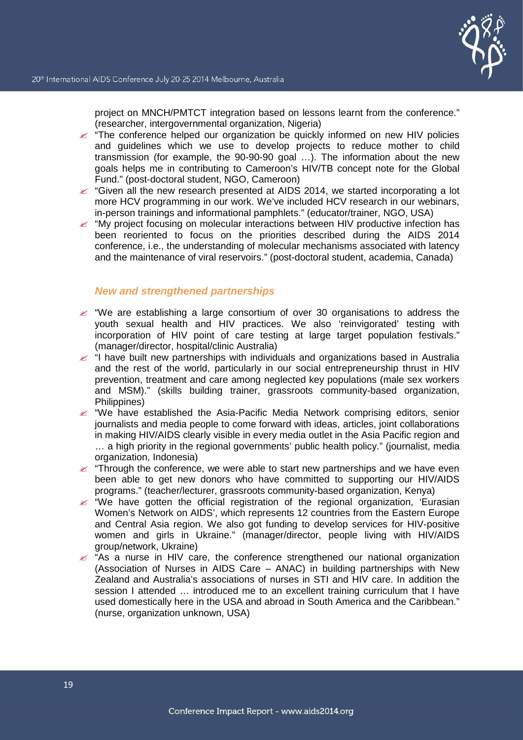project on MNCH/PMTCT integration based on lessons learnt from the conference." (researcher, intergovernmental organization, Nigeria)

- "The conference helped our organization be quickly informed on new HIV policies and guidelines which we use to develop projects to reduce mother to child transmission (for example, the 90-90-90 goal …). The information about the new goals helps me in contributing to Cameroon's HIV/TB concept note for the Global Fund." (post-doctoral student, NGO, Cameroon)
- "Given all the new research presented at AIDS 2014, we started incorporating a lot more HCV programming in our work. We've included HCV research in our webinars, in-person trainings and informational pamphlets." (educator/trainer, NGO, USA)
- "My project focusing on molecular interactions between HIV productive infection has been reoriented to focus on the priorities described during the AIDS 2014 conference, i.e., the understanding of molecular mechanisms associated with latency and the maintenance of viral reservoirs." (post-doctoral student, academia, Canada)

### *New and strengthened partnerships*

- "We are establishing a large consortium of over 30 organisations to address the youth sexual health and HIV practices. We also 'reinvigorated' testing with incorporation of HIV point of care testing at large target population festivals." (manager/director, hospital/clinic Australia)
- "I have built new partnerships with individuals and organizations based in Australia and the rest of the world, particularly in our social entrepreneurship thrust in HIV prevention, treatment and care among neglected key populations (male sex workers and MSM)." (skills building trainer, grassroots community-based organization, Philippines)
- "We have established the Asia-Pacific Media Network comprising editors, senior journalists and media people to come forward with ideas, articles, joint collaborations in making HIV/AIDS clearly visible in every media outlet in the Asia Pacific region and … a high priority in the regional governments' public health policy." (journalist, media organization, Indonesia)
- "Through the conference, we were able to start new partnerships and we have even been able to get new donors who have committed to supporting our HIV/AIDS programs." (teacher/lecturer, grassroots community-based organization, Kenya)
- "We have gotten the official registration of the regional organization, 'Eurasian Women's Network on AIDS', which represents 12 countries from the Eastern Europe and Central Asia region. We also got funding to develop services for HIV-positive women and girls in Ukraine." (manager/director, people living with HIV/AIDS group/network, Ukraine)
- "As a nurse in HIV care, the conference strengthened our national organization (Association of Nurses in AIDS Care – ANAC) in building partnerships with New Zealand and Australia's associations of nurses in STI and HIV care. In addition the session I attended … introduced me to an excellent training curriculum that I have used domestically here in the USA and abroad in South America and the Caribbean." (nurse, organization unknown, USA)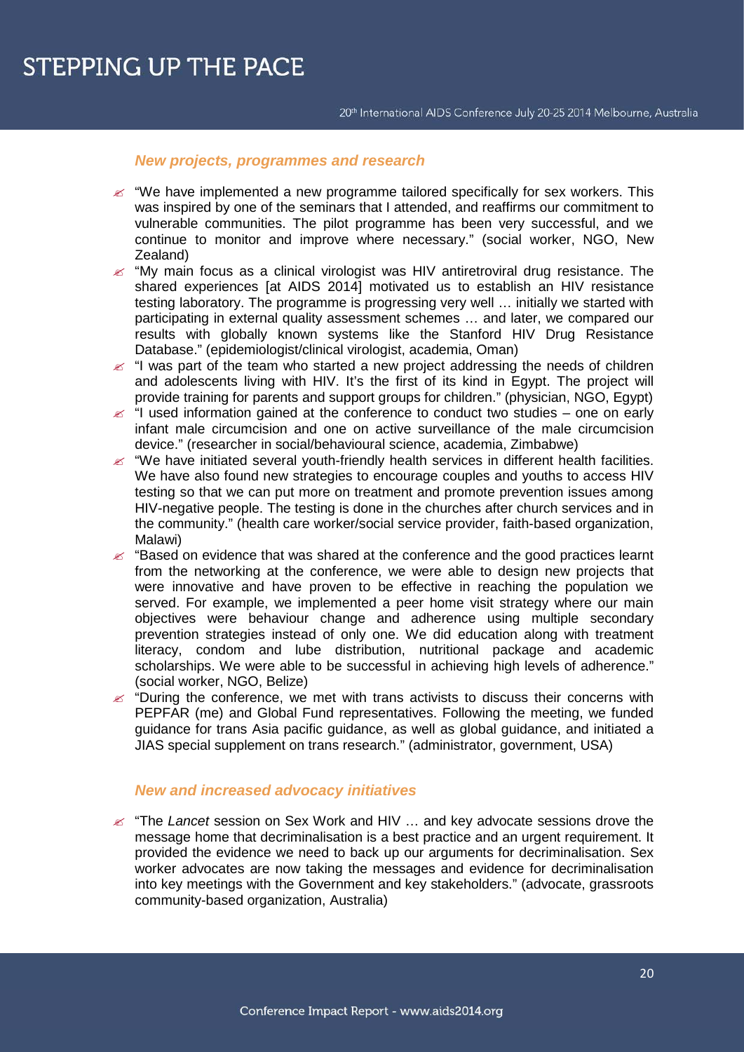### *New projects, programmes and research*

- "We have implemented a new programme tailored specifically for sex workers. This was inspired by one of the seminars that I attended, and reaffirms our commitment to vulnerable communities. The pilot programme has been very successful, and we continue to monitor and improve where necessary." (social worker, NGO, New Zealand)
- "My main focus as a clinical virologist was HIV antiretroviral drug resistance. The shared experiences [at AIDS 2014] motivated us to establish an HIV resistance testing laboratory. The programme is progressing very well … initially we started with participating in external quality assessment schemes … and later, we compared our results with globally known systems like the Stanford HIV Drug Resistance Database." (epidemiologist/clinical virologist, academia, Oman)
- "I was part of the team who started a new project addressing the needs of children and adolescents living with HIV. It's the first of its kind in Egypt. The project will provide training for parents and support groups for children." (physician, NGO, Egypt)
- "I used information gained at the conference to conduct two studies – one on early infant male circumcision and one on active surveillance of the male circumcision device." (researcher in social/behavioural science, academia, Zimbabwe)
- "We have initiated several youth-friendly health services in different health facilities. We have also found new strategies to encourage couples and youths to access HIV testing so that we can put more on treatment and promote prevention issues among HIV-negative people. The testing is done in the churches after church services and in the community." (health care worker/social service provider, faith-based organization, Malawi)
- "Based on evidence that was shared at the conference and the good practices learnt from the networking at the conference, we were able to design new projects that were innovative and have proven to be effective in reaching the population we served. For example, we implemented a peer home visit strategy where our main objectives were behaviour change and adherence using multiple secondary prevention strategies instead of only one. We did education along with treatment literacy, condom and lube distribution, nutritional package and academic scholarships. We were able to be successful in achieving high levels of adherence." (social worker, NGO, Belize)
- "During the conference, we met with trans activists to discuss their concerns with PEPFAR (me) and Global Fund representatives. Following the meeting, we funded guidance for trans Asia pacific guidance, as well as global guidance, and initiated a JIAS special supplement on trans research." (administrator, government, USA)

### *New and increased advocacy initiatives*

- "The *Lancet* session on Sex Work and HIV … and key advocate sessions drove the message home that decriminalisation is a best practice and an urgent requirement. It provided the evidence we need to back up our arguments for decriminalisation. Sex worker advocates are now taking the messages and evidence for decriminalisation into key meetings with the Government and key stakeholders." (advocate, grassroots community-based organization, Australia)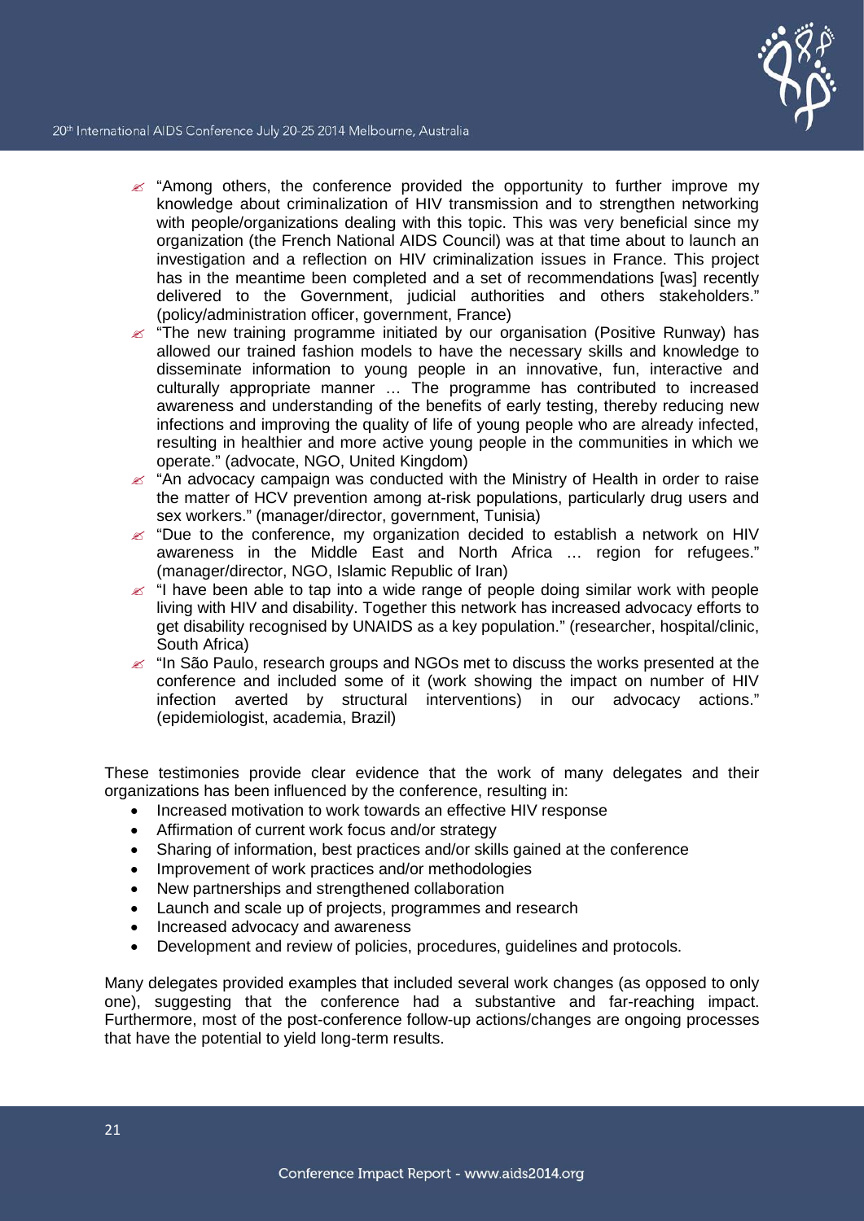- "Among others, the conference provided the opportunity to further improve my knowledge about criminalization of HIV transmission and to strengthen networking with people/organizations dealing with this topic. This was very beneficial since my organization (the French National AIDS Council) was at that time about to launch an investigation and a reflection on HIV criminalization issues in France. This project has in the meantime been completed and a set of recommendations [was] recently delivered to the Government, judicial authorities and others stakeholders." (policy/administration officer, government, France)
- "The new training programme initiated by our organisation (Positive Runway) has allowed our trained fashion models to have the necessary skills and knowledge to disseminate information to young people in an innovative, fun, interactive and culturally appropriate manner … The programme has contributed to increased awareness and understanding of the benefits of early testing, thereby reducing new infections and improving the quality of life of young people who are already infected, resulting in healthier and more active young people in the communities in which we operate." (advocate, NGO, United Kingdom)
- "An advocacy campaign was conducted with the Ministry of Health in order to raise the matter of HCV prevention among at-risk populations, particularly drug users and sex workers." (manager/director, government, Tunisia)
- "Due to the conference, my organization decided to establish a network on HIV awareness in the Middle East and North Africa … region for refugees." (manager/director, NGO, Islamic Republic of Iran)
- "I have been able to tap into a wide range of people doing similar work with people living with HIV and disability. Together this network has increased advocacy efforts to get disability recognised by UNAIDS as a key population." (researcher, hospital/clinic, South Africa)
- "In São Paulo, research groups and NGOs met to discuss the works presented at the conference and included some of it (work showing the impact on number of HIV infection averted by structural interventions) in our advocacy actions." (epidemiologist, academia, Brazil)

These testimonies provide clear evidence that the work of many delegates and their organizations has been influenced by the conference, resulting in:

- Increased motivation to work towards an effective HIV response
- Affirmation of current work focus and/or strategy
- Sharing of information, best practices and/or skills gained at the conference
- Improvement of work practices and/or methodologies
- New partnerships and strengthened collaboration
- Launch and scale up of projects, programmes and research
- Increased advocacy and awareness
- Development and review of policies, procedures, guidelines and protocols.

Many delegates provided examples that included several work changes (as opposed to only one), suggesting that the conference had a substantive and far-reaching impact. Furthermore, most of the post-conference follow-up actions/changes are ongoing processes that have the potential to yield long-term results.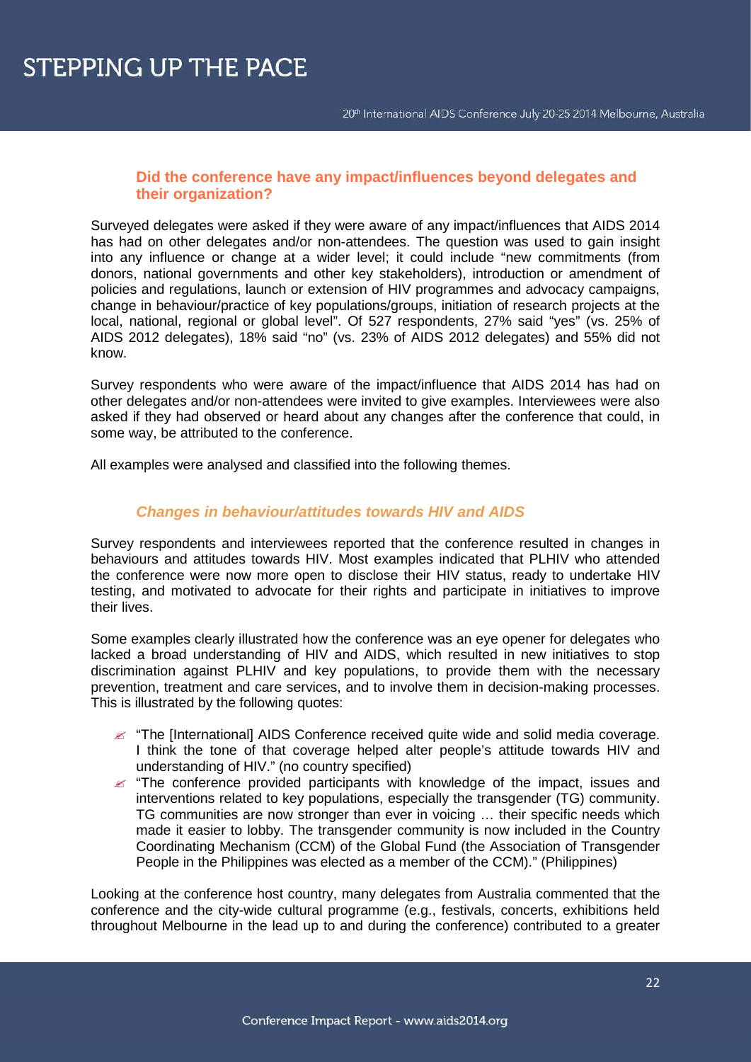### Did the conference have any impact/influences beyond delegates and their organization?

Surveyed delegates were asked if they were aware of any impact/influences that AIDS 2014 has had on other delegates and/or non-attendees. The question was used to gain insight into any influence or change at a wider level; it could include "new commitments (from donors, national governments and other key stakeholders), introduction or amendment of policies and regulations, launch or extension of HIV programmes and advocacy campaigns, change in behaviour/practice of key populations/groups, initiation of research projects at the local, national, regional or global level". Of 527 respondents, 27% said "yes" (vs. 25% of AIDS 2012 delegates), 18% said "no" (vs. 23% of AIDS 2012 delegates) and 55% did not know.

Survey respondents who were aware of the impact/influence that AIDS 2014 has had on other delegates and/or non-attendees were invited to give examples. Interviewees were also asked if they had observed or heard about any changes after the conference that could, in some way, be attributed to the conference.

All examples were analysed and classified into the following themes.

#### *Changes in behaviour/attitudes towards HIV and AIDS*

Survey respondents and interviewees reported that the conference resulted in changes in behaviours and attitudes towards HIV. Most examples indicated that PLHIV who attended the conference were now more open to disclose their HIV status, ready to undertake HIV testing, and motivated to advocate for their rights and participate in initiatives to improve their lives.

Some examples clearly illustrated how the conference was an eye opener for delegates who lacked a broad understanding of HIV and AIDS, which resulted in new initiatives to stop discrimination against PLHIV and key populations, to provide them with the necessary prevention, treatment and care services, and to involve them in decision-making processes. This is illustrated by the following quotes:

- "The [International] AIDS Conference received quite wide and solid media coverage. I think the tone of that coverage helped alter people's attitude towards HIV and understanding of HIV." (no country specified)
- "The conference provided participants with knowledge of the impact, issues and interventions related to key populations, especially the transgender (TG) community. TG communities are now stronger than ever in voicing … their specific needs which made it easier to lobby. The transgender community is now included in the Country Coordinating Mechanism (CCM) of the Global Fund (the Association of Transgender People in the Philippines was elected as a member of the CCM)." (Philippines)

Looking at the conference host country, many delegates from Australia commented that the conference and the city-wide cultural programme (e.g., festivals, concerts, exhibitions held throughout Melbourne in the lead up to and during the conference) contributed to a greater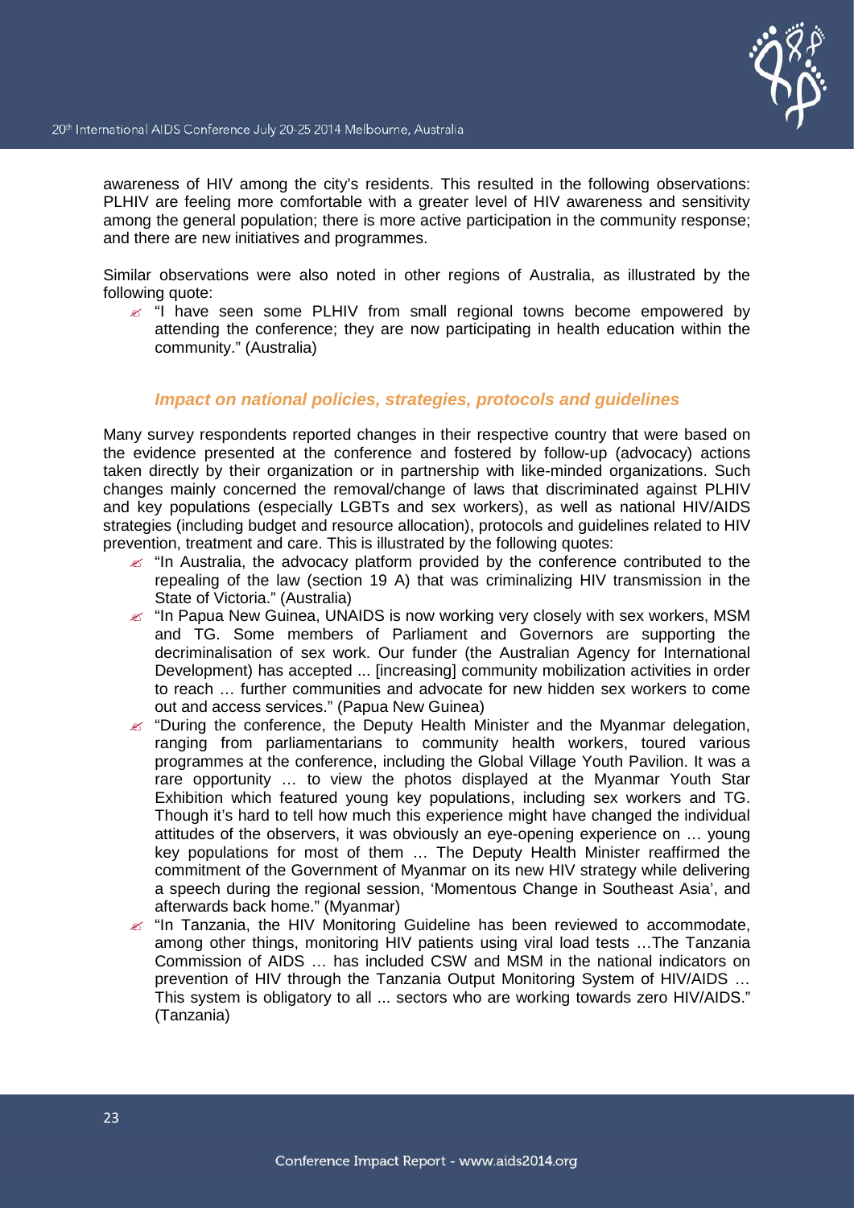awareness of HIV among the city's residents. This resulted in the following observations: PLHIV are feeling more comfortable with a greater level of HIV awareness and sensitivity among the general population; there is more active participation in the community response; and there are new initiatives and programmes.

Similar observations were also noted in other regions of Australia, as illustrated by the following quote:

- "I have seen some PLHIV from small regional towns become empowered by attending the conference; they are now participating in health education within the community." (Australia)

### *Impact on national policies, strategies, protocols and guidelines*

Many survey respondents reported changes in their respective country that were based on the evidence presented at the conference and fostered by follow-up (advocacy) actions taken directly by their organization or in partnership with like-minded organizations. Such changes mainly concerned the removal/change of laws that discriminated against PLHIV and key populations (especially LGBTs and sex workers), as well as national HIV/AIDS strategies (including budget and resource allocation), protocols and guidelines related to HIV prevention, treatment and care. This is illustrated by the following quotes:

- "In Australia, the advocacy platform provided by the conference contributed to the repealing of the law (section 19 A) that was criminalizing HIV transmission in the State of Victoria." (Australia)
- "In Papua New Guinea, UNAIDS is now working very closely with sex workers, MSM and TG. Some members of Parliament and Governors are supporting the decriminalisation of sex work. Our funder (the Australian Agency for International Development) has accepted ... [increasing] community mobilization activities in order to reach … further communities and advocate for new hidden sex workers to come out and access services." (Papua New Guinea)
- "During the conference, the Deputy Health Minister and the Myanmar delegation, ranging from parliamentarians to community health workers, toured various programmes at the conference, including the Global Village Youth Pavilion. It was a rare opportunity … to view the photos displayed at the Myanmar Youth Star Exhibition which featured young key populations, including sex workers and TG. Though it's hard to tell how much this experience might have changed the individual attitudes of the observers, it was obviously an eye-opening experience on … young key populations for most of them … The Deputy Health Minister reaffirmed the commitment of the Government of Myanmar on its new HIV strategy while delivering a speech during the regional session, 'Momentous Change in Southeast Asia', and afterwards back home." (Myanmar)
- "In Tanzania, the HIV Monitoring Guideline has been reviewed to accommodate, among other things, monitoring HIV patients using viral load tests …The Tanzania Commission of AIDS … has included CSW and MSM in the national indicators on prevention of HIV through the Tanzania Output Monitoring System of HIV/AIDS … This system is obligatory to all ... sectors who are working towards zero HIV/AIDS." (Tanzania)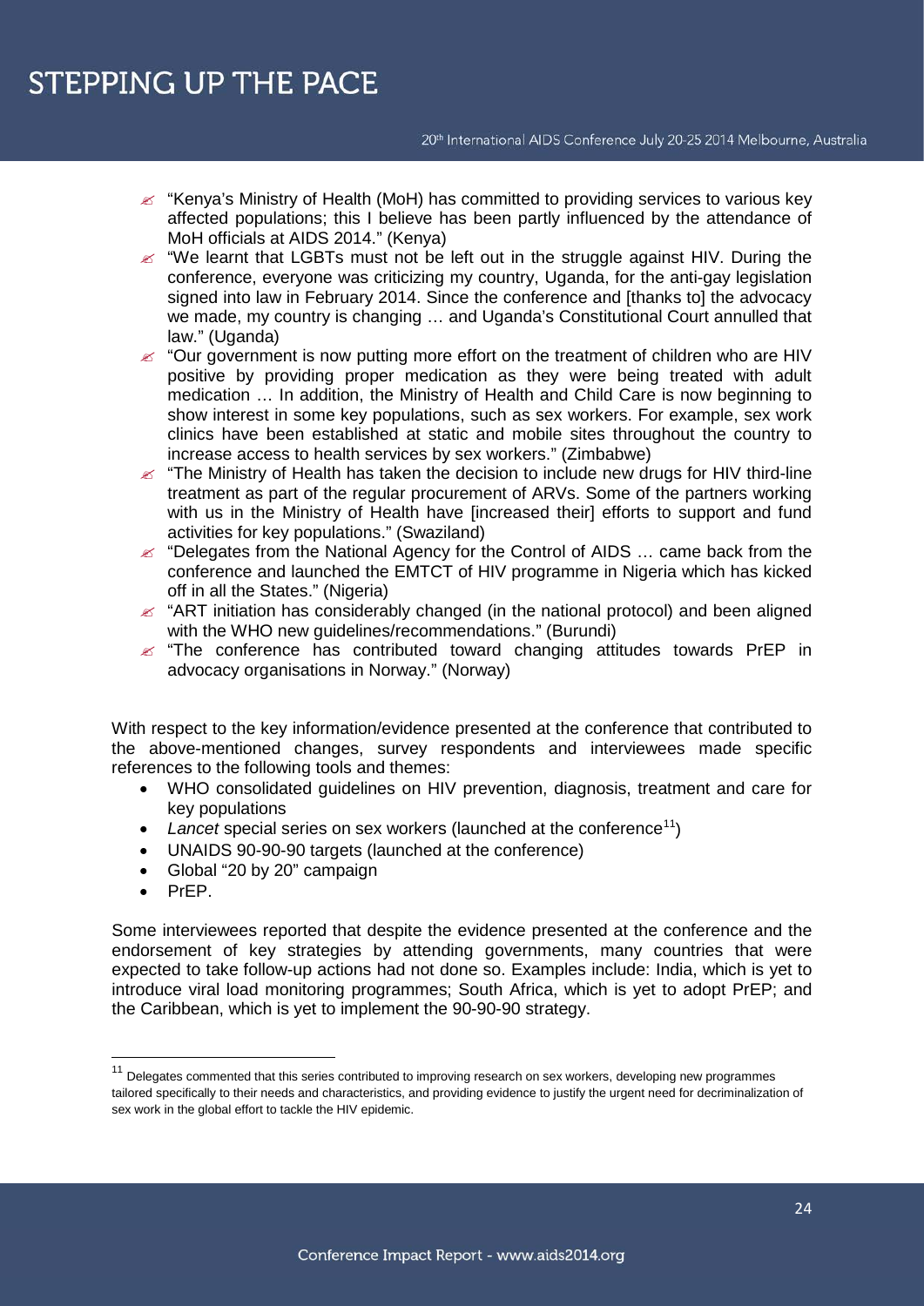- "Kenya's Ministry of Health (MoH) has committed to providing services to various key affected populations; this I believe has been partly influenced by the attendance of MoH officials at AIDS 2014." (Kenya)
- "We learnt that LGBTs must not be left out in the struggle against HIV. During the conference, everyone was criticizing my country, Uganda, for the anti-gay legislation signed into law in February 2014. Since the conference and [thanks to] the advocacy we made, my country is changing … and Uganda's Constitutional Court annulled that law." (Uganda)
- "Our government is now putting more effort on the treatment of children who are HIV positive by providing proper medication as they were being treated with adult medication … In addition, the Ministry of Health and Child Care is now beginning to show interest in some key populations, such as sex workers. For example, sex work clinics have been established at static and mobile sites throughout the country to increase access to health services by sex workers." (Zimbabwe)
- "The Ministry of Health has taken the decision to include new drugs for HIV third-line treatment as part of the regular procurement of ARVs. Some of the partners working with us in the Ministry of Health have [increased their] efforts to support and fund activities for key populations." (Swaziland)
- "Delegates from the National Agency for the Control of AIDS … came back from the conference and launched the EMTCT of HIV programme in Nigeria which has kicked off in all the States." (Nigeria)
- "ART initiation has considerably changed (in the national protocol) and been aligned with the WHO new guidelines/recommendations." (Burundi)
- "The conference has contributed toward changing attitudes towards PrEP in advocacy organisations in Norway." (Norway)

With respect to the key information/evidence presented at the conference that contributed to the above-mentioned changes, survey respondents and interviewees made specific references to the following tools and themes:

- WHO consolidated guidelines on HIV prevention, diagnosis, treatment and care for key populations
- *Lancet* special series on sex workers (launched at the conference[11])
- UNAIDS 90-90-90 targets (launched at the conference)
- Global "20 by 20" campaign
- PrEP.

Some interviewees reported that despite the evidence presented at the conference and the endorsement of key strategies by attending governments, many countries that were expected to take follow-up actions had not done so. Examples include: India, which is yet to introduce viral load monitoring programmes; South Africa, which is yet to adopt PrEP; and the Caribbean, which is yet to implement the 90-90-90 strategy.

[11] Delegates commented that this series contributed to improving research on sex workers, developing new programmes tailored specifically to their needs and characteristics, and providing evidence to justify the urgent need for decriminalization of sex work in the global effort to tackle the HIV epidemic.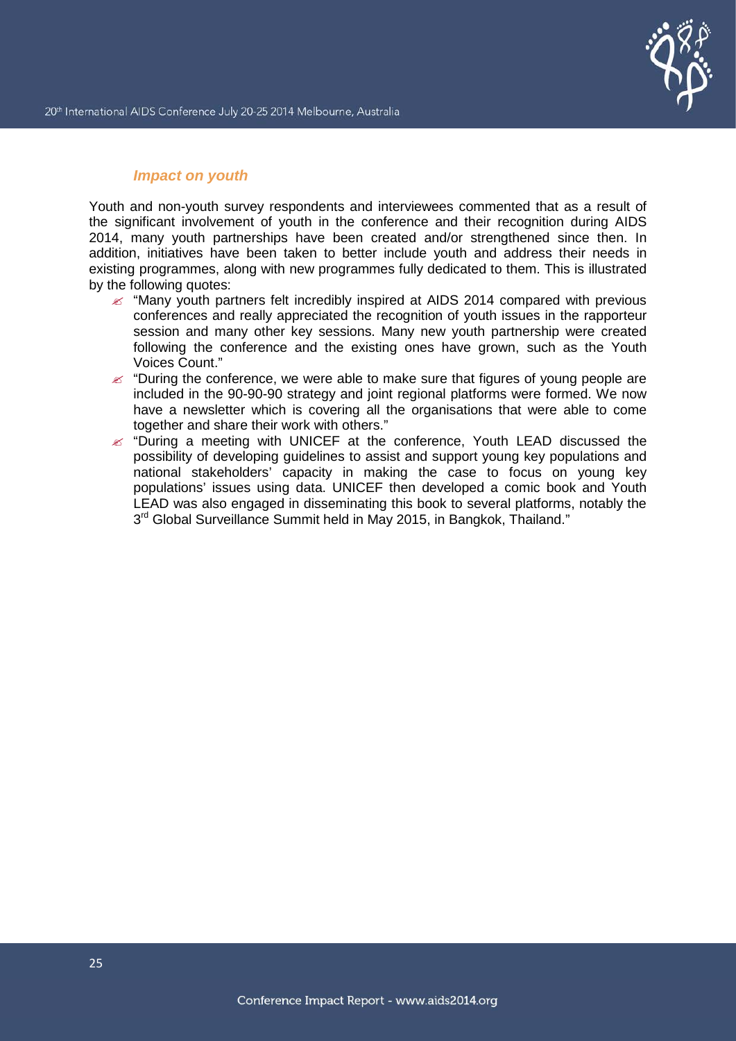### *Impact on youth*

Youth and non-youth survey respondents and interviewees commented that as a result of the significant involvement of youth in the conference and their recognition during AIDS 2014, many youth partnerships have been created and/or strengthened since then. In addition, initiatives have been taken to better include youth and address their needs in existing programmes, along with new programmes fully dedicated to them. This is illustrated by the following quotes:

- "Many youth partners felt incredibly inspired at AIDS 2014 compared with previous conferences and really appreciated the recognition of youth issues in the rapporteur session and many other key sessions. Many new youth partnership were created following the conference and the existing ones have grown, such as the Youth Voices Count."
- "During the conference, we were able to make sure that figures of young people are included in the 90-90-90 strategy and joint regional platforms were formed. We now have a newsletter which is covering all the organisations that were able to come together and share their work with others."
- "During a meeting with UNICEF at the conference, Youth LEAD discussed the possibility of developing guidelines to assist and support young key populations and national stakeholders' capacity in making the case to focus on young key populations' issues using data. UNICEF then developed a comic book and Youth LEAD was also engaged in disseminating this book to several platforms, notably the 3rd Global Surveillance Summit held in May 2015, in Bangkok, Thailand."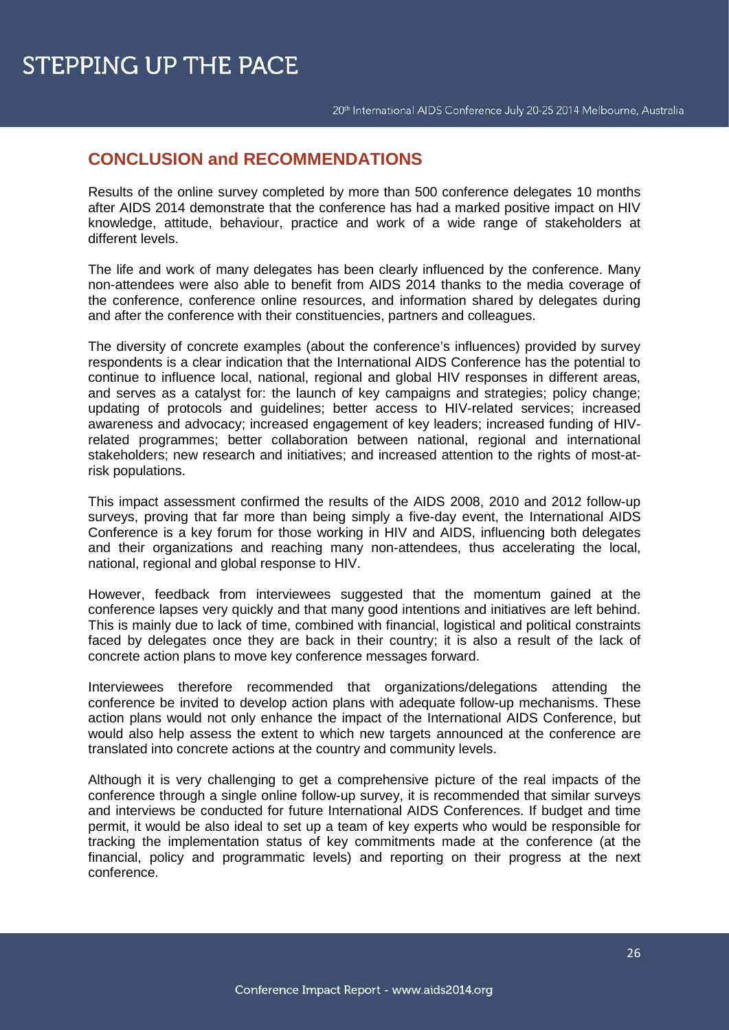## CONCLUSION and RECOMMENDATIONS

Results of the online survey completed by more than 500 conference delegates 10 months after AIDS 2014 demonstrate that the conference has had a marked positive impact on HIV knowledge, attitude, behaviour, practice and work of a wide range of stakeholders at different levels.

The life and work of many delegates has been clearly influenced by the conference. Many non-attendees were also able to benefit from AIDS 2014 thanks to the media coverage of the conference, conference online resources, and information shared by delegates during and after the conference with their constituencies, partners and colleagues.

The diversity of concrete examples (about the conference's influences) provided by survey respondents is a clear indication that the International AIDS Conference has the potential to continue to influence local, national, regional and global HIV responses in different areas, and serves as a catalyst for: the launch of key campaigns and strategies; policy change; updating of protocols and guidelines; better access to HIV-related services; increased awareness and advocacy; increased engagement of key leaders; increased funding of HIV-related programmes; better collaboration between national, regional and international stakeholders; new research and initiatives; and increased attention to the rights of most-at-risk populations.

This impact assessment confirmed the results of the AIDS 2008, 2010 and 2012 follow-up surveys, proving that far more than being simply a five-day event, the International AIDS Conference is a key forum for those working in HIV and AIDS, influencing both delegates and their organizations and reaching many non-attendees, thus accelerating the local, national, regional and global response to HIV.

However, feedback from interviewees suggested that the momentum gained at the conference lapses very quickly and that many good intentions and initiatives are left behind. This is mainly due to lack of time, combined with financial, logistical and political constraints faced by delegates once they are back in their country; it is also a result of the lack of concrete action plans to move key conference messages forward.

Interviewees therefore recommended that organizations/delegations attending the conference be invited to develop action plans with adequate follow-up mechanisms. These action plans would not only enhance the impact of the International AIDS Conference, but would also help assess the extent to which new targets announced at the conference are translated into concrete actions at the country and community levels.

Although it is very challenging to get a comprehensive picture of the real impacts of the conference through a single online follow-up survey, it is recommended that similar surveys and interviews be conducted for future International AIDS Conferences. If budget and time permit, it would be also ideal to set up a team of key experts who would be responsible for tracking the implementation status of key commitments made at the conference (at the financial, policy and programmatic levels) and reporting on their progress at the next conference.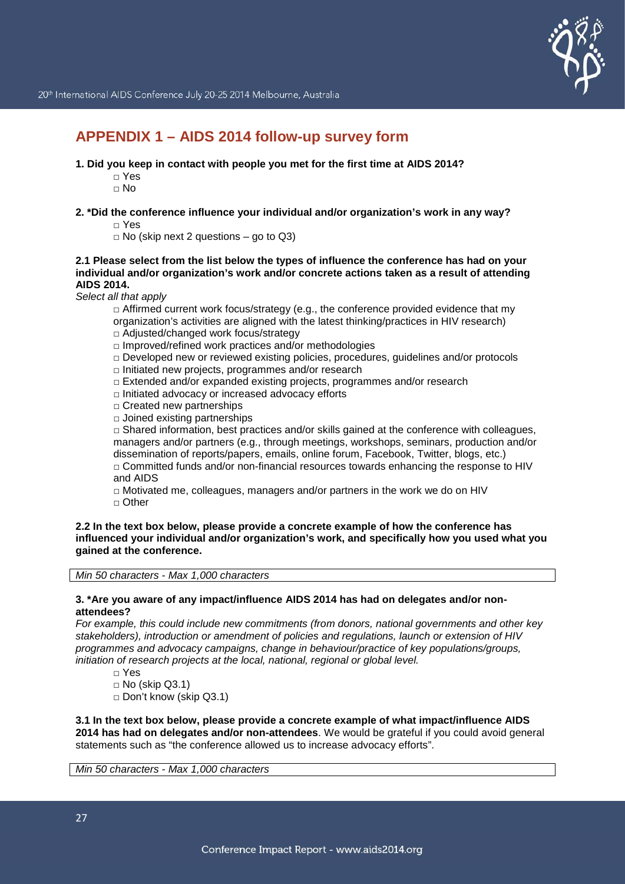## APPENDIX 1 – AIDS 2014 follow-up survey form

**1. Did you keep in contact with people you met for the first time at AIDS 2014?**

- □ Yes
- □ No

**2. *Did the conference influence your individual and/or organization's work in any way?**

- □ Yes
- □ No (skip next 2 questions – go to Q3)

**2.1 Please select from the list below the types of influence the conference has had on your individual and/or organization's work and/or concrete actions taken as a result of attending AIDS 2014.**

*Select all that apply*

- □ Affirmed current work focus/strategy (e.g., the conference provided evidence that my organization's activities are aligned with the latest thinking/practices in HIV research)
- □ Adjusted/changed work focus/strategy
- □ Improved/refined work practices and/or methodologies
- □ Developed new or reviewed existing policies, procedures, guidelines and/or protocols
- □ Initiated new projects, programmes and/or research
- □ Extended and/or expanded existing projects, programmes and/or research
- □ Initiated advocacy or increased advocacy efforts
- □ Created new partnerships
- □ Joined existing partnerships
- □ Shared information, best practices and/or skills gained at the conference with colleagues, managers and/or partners (e.g., through meetings, workshops, seminars, production and/or dissemination of reports/papers, emails, online forum, Facebook, Twitter, blogs, etc.)
- □ Committed funds and/or non-financial resources towards enhancing the response to HIV and AIDS
- □ Motivated me, colleagues, managers and/or partners in the work we do on HIV
- □ Other

**2.2 In the text box below, please provide a concrete example of how the conference has influenced your individual and/or organization's work, and specifically how you used what you gained at the conference.**

*Min 50 characters - Max 1,000 characters*

**3. *Are you aware of any impact/influence AIDS 2014 has had on delegates and/or non-attendees?**

*For example, this could include new commitments (from donors, national governments and other key stakeholders), introduction or amendment of policies and regulations, launch or extension of HIV programmes and advocacy campaigns, change in behaviour/practice of key populations/groups, initiation of research projects at the local, national, regional or global level.*

- □ Yes
- □ No (skip Q3.1)
- □ Don't know (skip Q3.1)

**3.1 In the text box below, please provide a concrete example of what impact/influence AIDS 2014 has had on delegates and/or non-attendees**. We would be grateful if you could avoid general statements such as "the conference allowed us to increase advocacy efforts".

*Min 50 characters - Max 1,000 characters*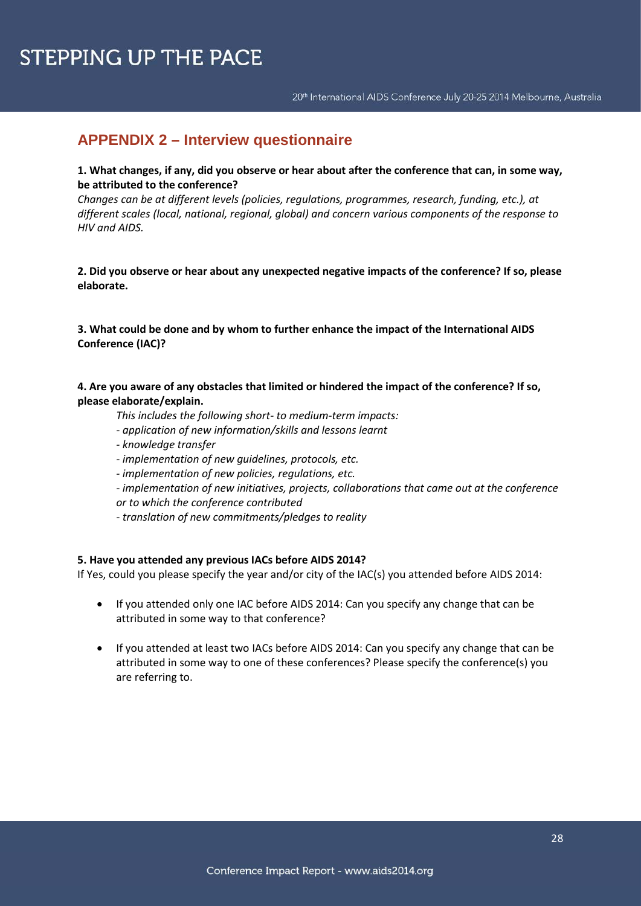## APPENDIX 2 – Interview questionnaire

**1. What changes, if any, did you observe or hear about after the conference that can, in some way, be attributed to the conference?**

*Changes can be at different levels (policies, regulations, programmes, research, funding, etc.), at different scales (local, national, regional, global) and concern various components of the response to HIV and AIDS.*

**2. Did you observe or hear about any unexpected negative impacts of the conference? If so, please elaborate.**

**3. What could be done and by whom to further enhance the impact of the International AIDS Conference (IAC)?**

**4. Are you aware of any obstacles that limited or hindered the impact of the conference? If so, please elaborate/explain.**

*This includes the following short- to medium-term impacts:*

*- application of new information/skills and lessons learnt*

*- knowledge transfer*

*- implementation of new guidelines, protocols, etc.*

*- implementation of new policies, regulations, etc.*

*- implementation of new initiatives, projects, collaborations that came out at the conference or to which the conference contributed*

*- translation of new commitments/pledges to reality*

**5. Have you attended any previous IACs before AIDS 2014?**

If Yes, could you please specify the year and/or city of the IAC(s) you attended before AIDS 2014:

- If you attended only one IAC before AIDS 2014: Can you specify any change that can be attributed in some way to that conference?
- If you attended at least two IACs before AIDS 2014: Can you specify any change that can be attributed in some way to one of these conferences? Please specify the conference(s) you are referring to.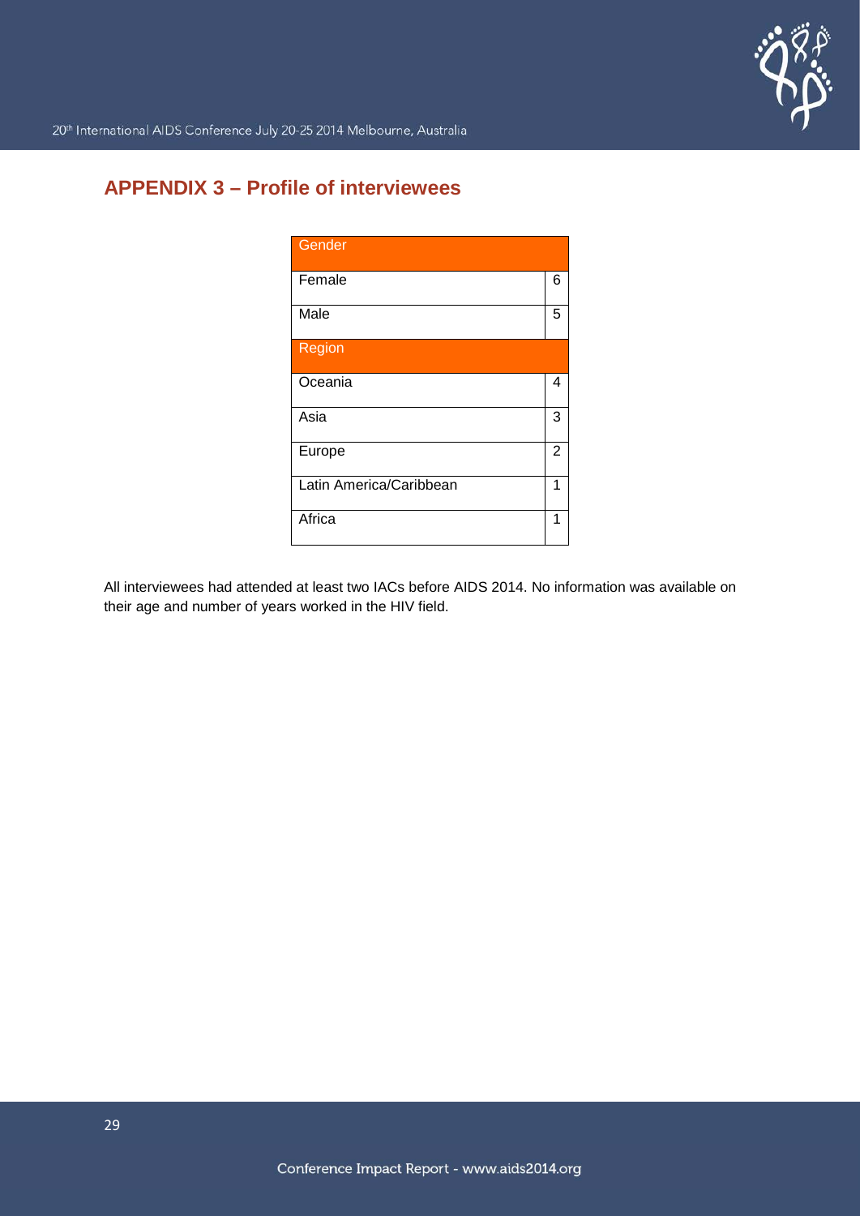## APPENDIX 3 – Profile of interviewees

| Gender | |
|---|---|
| Female | 6 |
| Male | 5 |
| **Region** | |
| Oceania | 4 |
| Asia | 3 |
| Europe | 2 |
| Latin America/Caribbean | 1 |
| Africa | 1 |

All interviewees had attended at least two IACs before AIDS 2014. No information was available on their age and number of years worked in the HIV field.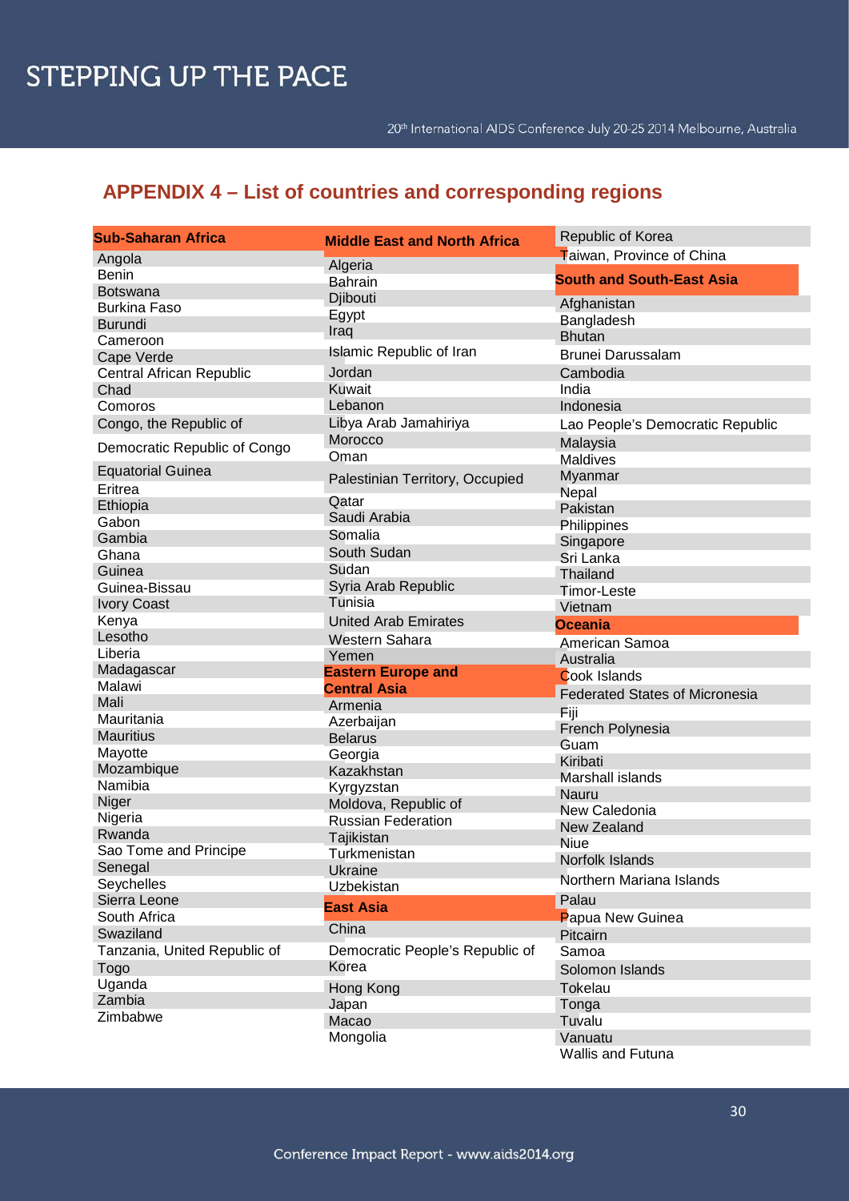## APPENDIX 4 – List of countries and corresponding regions

**Sub-Saharan Africa**

- Angola
- Benin
- Botswana
- Burkina Faso
- Burundi
- Cameroon
- Cape Verde
- Central African Republic
- Chad
- Comoros
- Congo, the Republic of
- Democratic Republic of Congo
- Equatorial Guinea
- Eritrea
- Ethiopia
- Gabon
- Gambia
- Ghana
- Guinea
- Guinea-Bissau
- Ivory Coast
- Kenya
- Lesotho
- Liberia
- Madagascar
- Malawi
- Mali
- Mauritania
- Mauritius
- Mayotte
- Mozambique
- Namibia
- Niger
- Nigeria
- Rwanda
- Sao Tome and Principe
- Senegal
- Seychelles
- Sierra Leone
- South Africa
- Swaziland
- Tanzania, United Republic of
- Togo
- Uganda
- Zambia
- Zimbabwe

**Middle East and North Africa**

- Algeria
- Bahrain
- Djibouti
- Egypt
- Iraq
- Islamic Republic of Iran
- Jordan
- Kuwait
- Lebanon
- Libya Arab Jamahiriya
- Morocco
- Oman
- Palestinian Territory, Occupied
- Qatar
- Saudi Arabia
- Somalia
- South Sudan
- Sudan
- Syria Arab Republic
- Tunisia
- United Arab Emirates
- Western Sahara
- Yemen

**Eastern Europe and Central Asia**

- Armenia
- Azerbaijan
- Belarus
- Georgia
- Kazakhstan
- Kyrgyzstan
- Moldova, Republic of
- Russian Federation
- Tajikistan
- Turkmenistan
- Ukraine
- Uzbekistan

**East Asia**

- China
- Democratic People's Republic of Korea
- Hong Kong
- Japan
- Macao
- Mongolia
- Republic of Korea
- Taiwan, Province of China

**South and South-East Asia**

- Afghanistan
- Bangladesh
- Bhutan
- Brunei Darussalam
- Cambodia
- India
- Indonesia
- Lao People's Democratic Republic
- Malaysia
- Maldives
- Myanmar
- Nepal
- Pakistan
- Philippines
- Singapore
- Sri Lanka
- Thailand
- Timor-Leste
- Vietnam

**Oceania**

- American Samoa
- Australia
- Cook Islands
- Federated States of Micronesia
- Fiji
- French Polynesia
- Guam
- Kiribati
- Marshall islands
- Nauru
- New Caledonia
- New Zealand
- Niue
- Norfolk Islands
- Northern Mariana Islands
- Palau
- Papua New Guinea
- Pitcairn
- Samoa
- Solomon Islands
- Tokelau
- Tonga
- Tuvalu
- Vanuatu
- Wallis and Futuna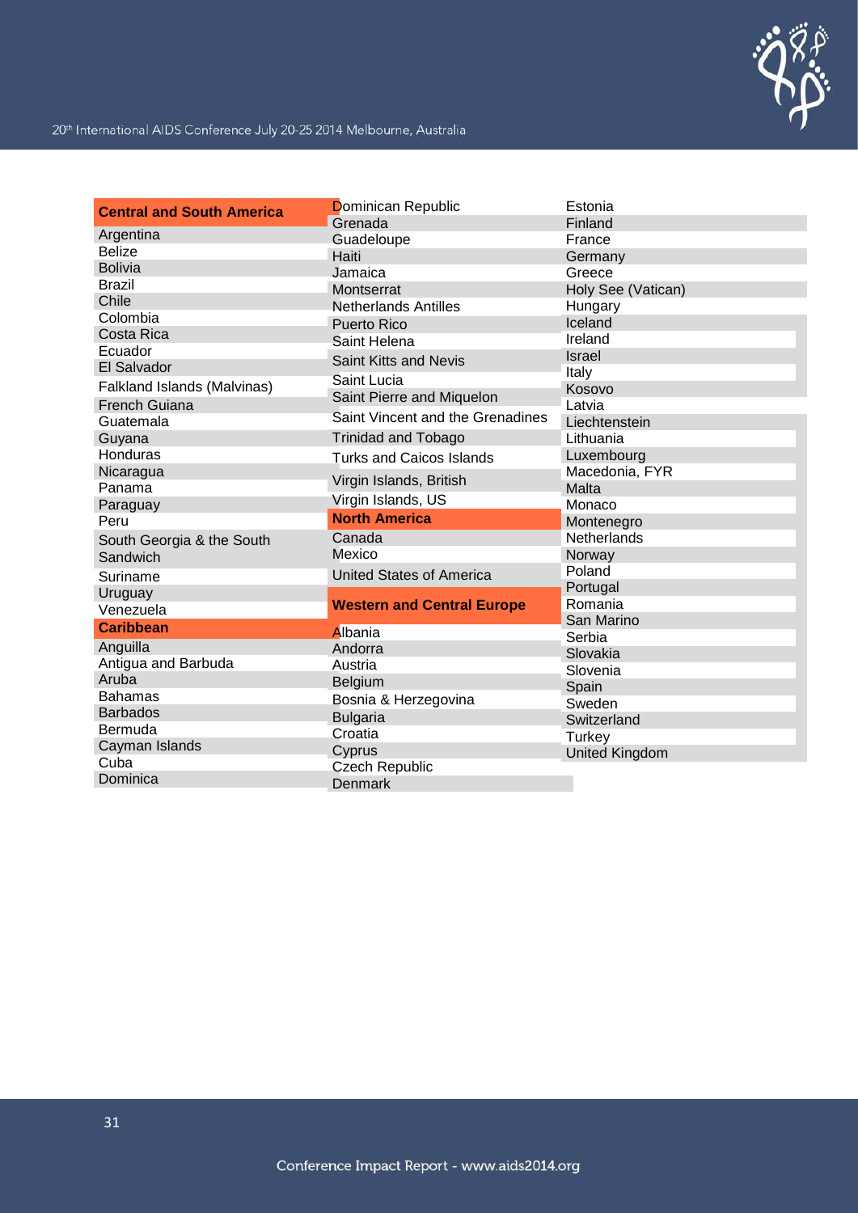**Central and South America**

- Argentina
- Belize
- Bolivia
- Brazil
- Chile
- Colombia
- Costa Rica
- Ecuador
- El Salvador
- Falkland Islands (Malvinas)
- French Guiana
- Guatemala
- Guyana
- Honduras
- Nicaragua
- Panama
- Paraguay
- Peru
- South Georgia & the South Sandwich
- Suriname
- Uruguay
- Venezuela

**Caribbean**

- Anguilla
- Antigua and Barbuda
- Aruba
- Bahamas
- Barbados
- Bermuda
- Cayman Islands
- Cuba
- Dominica
- Dominican Republic
- Grenada
- Guadeloupe
- Haiti
- Jamaica
- Montserrat
- Netherlands Antilles
- Puerto Rico
- Saint Helena
- Saint Kitts and Nevis
- Saint Lucia
- Saint Pierre and Miquelon
- Saint Vincent and the Grenadines
- Trinidad and Tobago
- Turks and Caicos Islands
- Virgin Islands, British
- Virgin Islands, US

**North America**

- Canada
- Mexico
- United States of America

**Western and Central Europe**

- Albania
- Andorra
- Austria
- Belgium
- Bosnia & Herzegovina
- Bulgaria
- Croatia
- Cyprus
- Czech Republic
- Denmark
- Estonia
- Finland
- France
- Germany
- Greece
- Holy See (Vatican)
- Hungary
- Iceland
- Ireland
- Israel
- Italy
- Kosovo
- Latvia
- Liechtenstein
- Lithuania
- Luxembourg
- Macedonia, FYR
- Malta
- Monaco
- Montenegro
- Netherlands
- Norway
- Poland
- Portugal
- Romania
- San Marino
- Serbia
- Slovakia
- Slovenia
- Spain
- Sweden
- Switzerland
- Turkey
- United Kingdom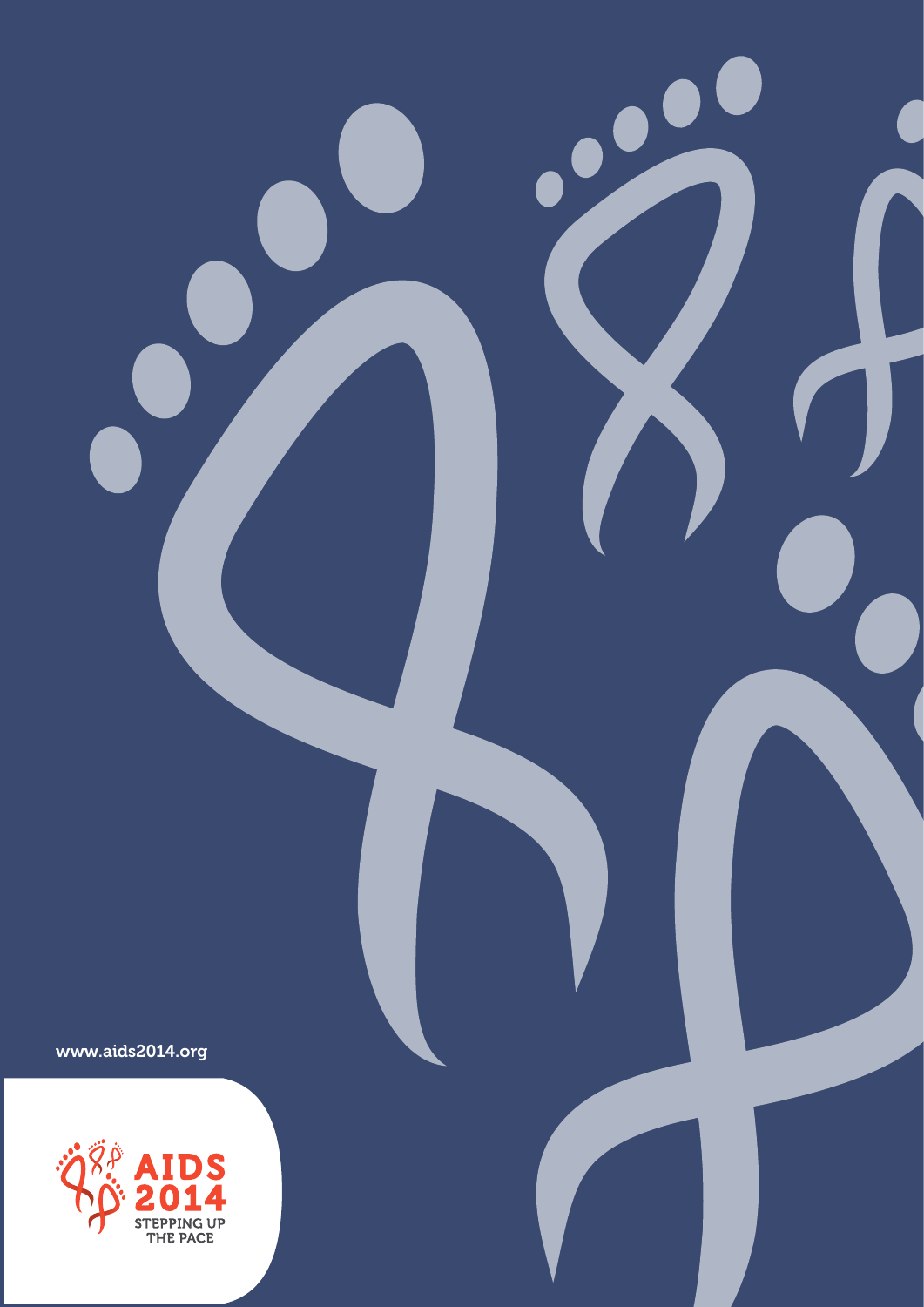www.aids2014.org

AIDS 2014

STEPPING UP THE PACE